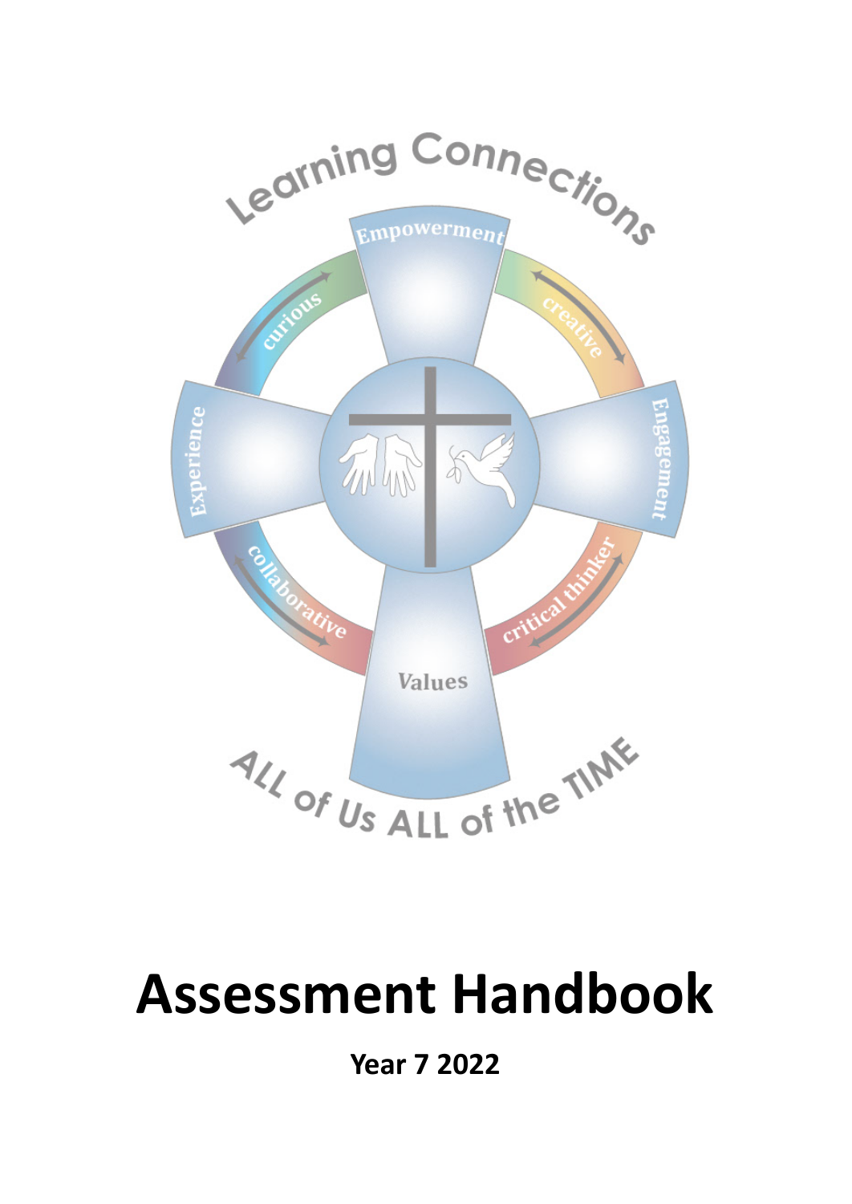Learning Connections

Empowerment

curious

creative

Experience

Engagement

collaborative

critical thinker

Values

ALL of Us ALL of the TIME

# Assessment Handbook

**Year 7 2022**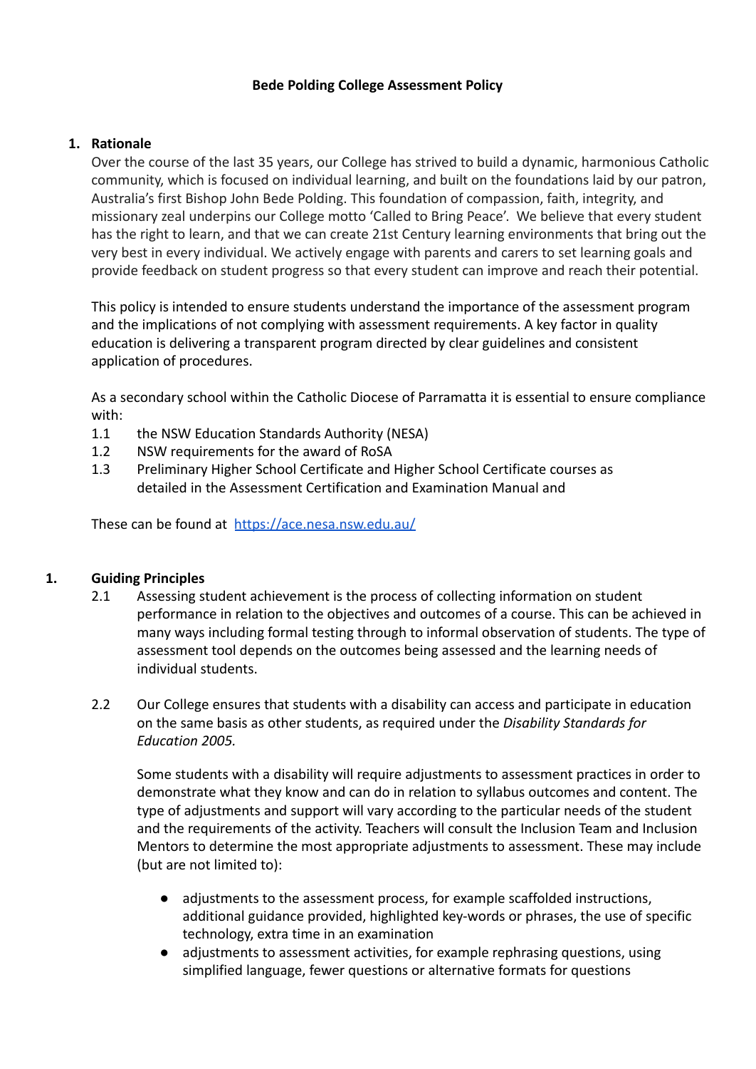**Bede Polding College Assessment Policy**

1. **Rationale**

Over the course of the last 35 years, our College has strived to build a dynamic, harmonious Catholic community, which is focused on individual learning, and built on the foundations laid by our patron, Australia's first Bishop John Bede Polding. This foundation of compassion, faith, integrity, and missionary zeal underpins our College motto 'Called to Bring Peace'. We believe that every student has the right to learn, and that we can create 21st Century learning environments that bring out the very best in every individual. We actively engage with parents and carers to set learning goals and provide feedback on student progress so that every student can improve and reach their potential.

This policy is intended to ensure students understand the importance of the assessment program and the implications of not complying with assessment requirements. A key factor in quality education is delivering a transparent program directed by clear guidelines and consistent application of procedures.

As a secondary school within the Catholic Diocese of Parramatta it is essential to ensure compliance with:

1.1 the NSW Education Standards Authority (NESA)
1.2 NSW requirements for the award of RoSA
1.3 Preliminary Higher School Certificate and Higher School Certificate courses as detailed in the Assessment Certification and Examination Manual and

These can be found at https://ace.nesa.nsw.edu.au/

1. **Guiding Principles**

2.1 Assessing student achievement is the process of collecting information on student performance in relation to the objectives and outcomes of a course. This can be achieved in many ways including formal testing through to informal observation of students. The type of assessment tool depends on the outcomes being assessed and the learning needs of individual students.

2.2 Our College ensures that students with a disability can access and participate in education on the same basis as other students, as required under the *Disability Standards for Education 2005*.

Some students with a disability will require adjustments to assessment practices in order to demonstrate what they know and can do in relation to syllabus outcomes and content. The type of adjustments and support will vary according to the particular needs of the student and the requirements of the activity. Teachers will consult the Inclusion Team and Inclusion Mentors to determine the most appropriate adjustments to assessment. These may include (but are not limited to):

- adjustments to the assessment process, for example scaffolded instructions, additional guidance provided, highlighted key-words or phrases, the use of specific technology, extra time in an examination
- adjustments to assessment activities, for example rephrasing questions, using simplified language, fewer questions or alternative formats for questions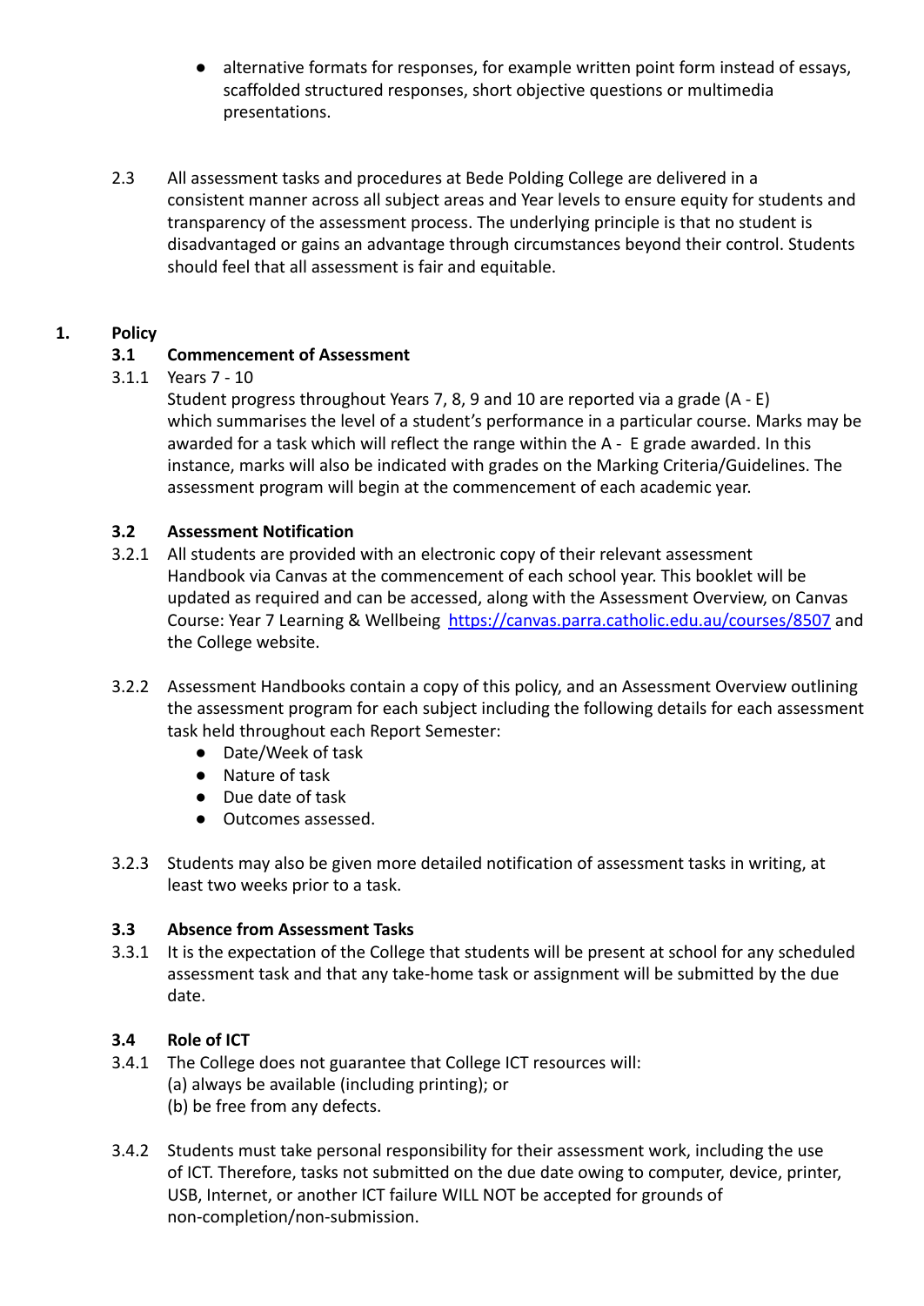- alternative formats for responses, for example written point form instead of essays, scaffolded structured responses, short objective questions or multimedia presentations.

2.3 All assessment tasks and procedures at Bede Polding College are delivered in a consistent manner across all subject areas and Year levels to ensure equity for students and transparency of the assessment process. The underlying principle is that no student is disadvantaged or gains an advantage through circumstances beyond their control. Students should feel that all assessment is fair and equitable.

## 1. Policy

### 3.1 Commencement of Assessment

3.1.1 Years 7 - 10

Student progress throughout Years 7, 8, 9 and 10 are reported via a grade (A - E) which summarises the level of a student's performance in a particular course. Marks may be awarded for a task which will reflect the range within the A - E grade awarded. In this instance, marks will also be indicated with grades on the Marking Criteria/Guidelines. The assessment program will begin at the commencement of each academic year.

### 3.2 Assessment Notification

3.2.1 All students are provided with an electronic copy of their relevant assessment Handbook via Canvas at the commencement of each school year. This booklet will be updated as required and can be accessed, along with the Assessment Overview, on Canvas Course: Year 7 Learning & Wellbeing [https://canvas.parra.catholic.edu.au/courses/8507](https://canvas.parra.catholic.edu.au/courses/8507) and the College website.

3.2.2 Assessment Handbooks contain a copy of this policy, and an Assessment Overview outlining the assessment program for each subject including the following details for each assessment task held throughout each Report Semester:

- Date/Week of task
- Nature of task
- Due date of task
- Outcomes assessed.

3.2.3 Students may also be given more detailed notification of assessment tasks in writing, at least two weeks prior to a task.

### 3.3 Absence from Assessment Tasks

3.3.1 It is the expectation of the College that students will be present at school for any scheduled assessment task and that any take-home task or assignment will be submitted by the due date.

### 3.4 Role of ICT

3.4.1 The College does not guarantee that College ICT resources will:
(a) always be available (including printing); or
(b) be free from any defects.

3.4.2 Students must take personal responsibility for their assessment work, including the use of ICT. Therefore, tasks not submitted on the due date owing to computer, device, printer, USB, Internet, or another ICT failure WILL NOT be accepted for grounds of non-completion/non-submission.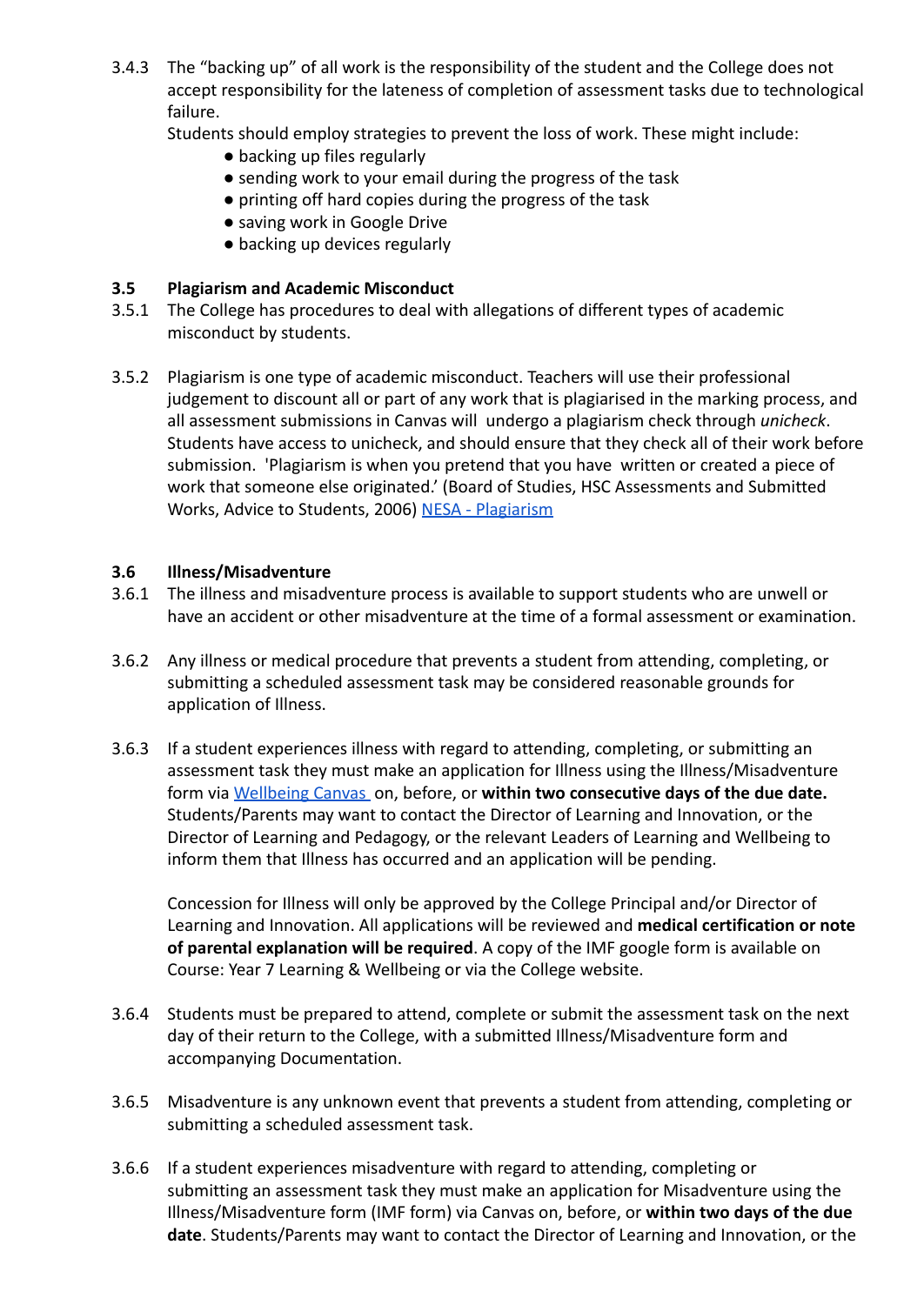3.4.3 The "backing up" of all work is the responsibility of the student and the College does not accept responsibility for the lateness of completion of assessment tasks due to technological failure.

Students should employ strategies to prevent the loss of work. These might include:

- backing up files regularly
- sending work to your email during the progress of the task
- printing off hard copies during the progress of the task
- saving work in Google Drive
- backing up devices regularly

### 3.5 Plagiarism and Academic Misconduct

3.5.1 The College has procedures to deal with allegations of different types of academic misconduct by students.

3.5.2 Plagiarism is one type of academic misconduct. Teachers will use their professional judgement to discount all or part of any work that is plagiarised in the marking process, and all assessment submissions in Canvas will undergo a plagiarism check through *unicheck*. Students have access to unicheck, and should ensure that they check all of their work before submission. 'Plagiarism is when you pretend that you have written or created a piece of work that someone else originated.' (Board of Studies, HSC Assessments and Submitted Works, Advice to Students, 2006) [NESA - Plagiarism]

### 3.6 Illness/Misadventure

3.6.1 The illness and misadventure process is available to support students who are unwell or have an accident or other misadventure at the time of a formal assessment or examination.

3.6.2 Any illness or medical procedure that prevents a student from attending, completing, or submitting a scheduled assessment task may be considered reasonable grounds for application of Illness.

3.6.3 If a student experiences illness with regard to attending, completing, or submitting an assessment task they must make an application for Illness using the Illness/Misadventure form via [Wellbeing Canvas] on, before, or **within two consecutive days of the due date.** Students/Parents may want to contact the Director of Learning and Innovation, or the Director of Learning and Pedagogy, or the relevant Leaders of Learning and Wellbeing to inform them that Illness has occurred and an application will be pending.

Concession for Illness will only be approved by the College Principal and/or Director of Learning and Innovation. All applications will be reviewed and **medical certification or note of parental explanation will be required**. A copy of the IMF google form is available on Course: Year 7 Learning & Wellbeing or via the College website.

3.6.4 Students must be prepared to attend, complete or submit the assessment task on the next day of their return to the College, with a submitted Illness/Misadventure form and accompanying Documentation.

3.6.5 Misadventure is any unknown event that prevents a student from attending, completing or submitting a scheduled assessment task.

3.6.6 If a student experiences misadventure with regard to attending, completing or submitting an assessment task they must make an application for Misadventure using the Illness/Misadventure form (IMF form) via Canvas on, before, or **within two days of the due date**. Students/Parents may want to contact the Director of Learning and Innovation, or the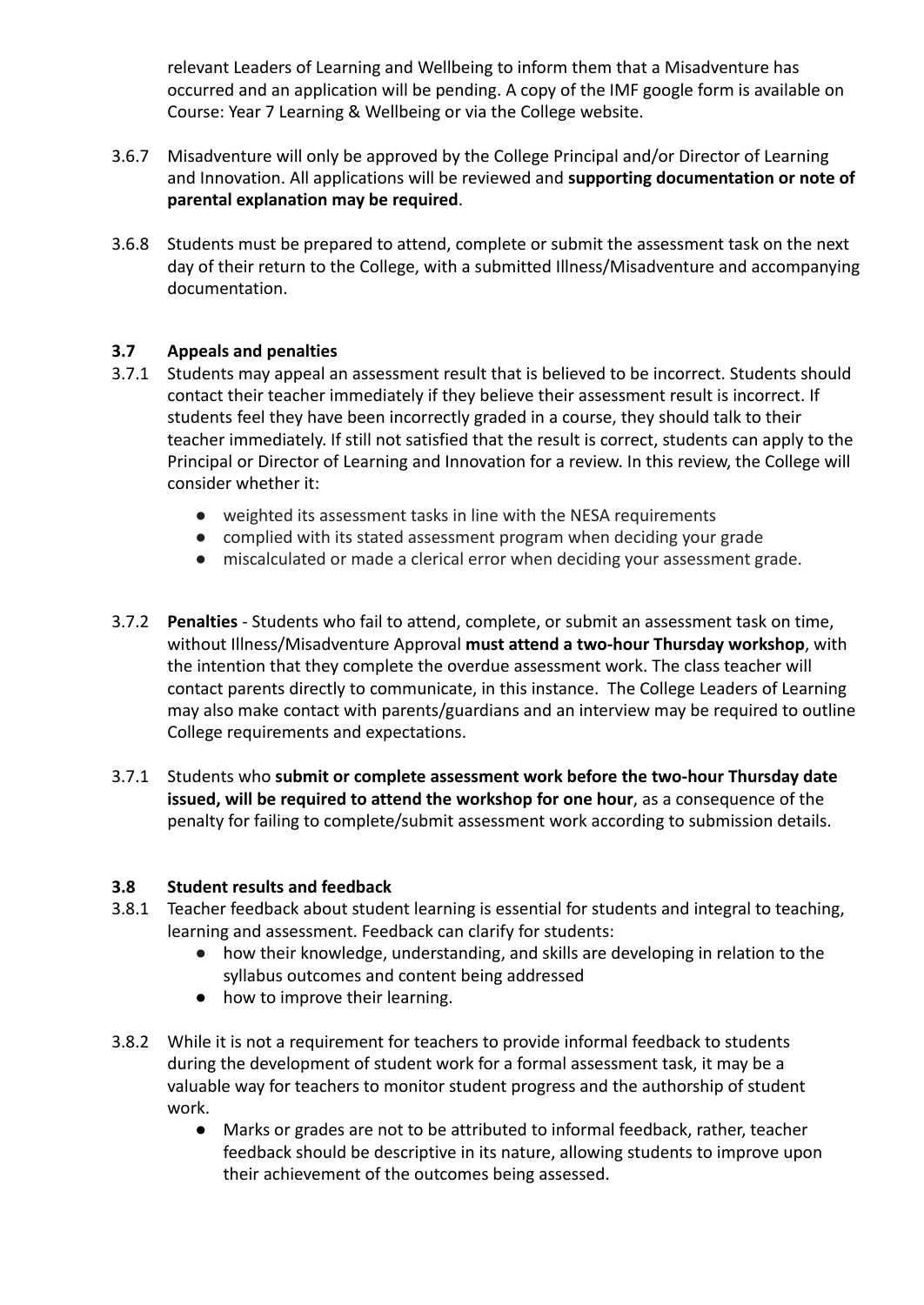relevant Leaders of Learning and Wellbeing to inform them that a Misadventure has occurred and an application will be pending. A copy of the IMF google form is available on Course: Year 7 Learning & Wellbeing or via the College website.

3.6.7 Misadventure will only be approved by the College Principal and/or Director of Learning and Innovation. All applications will be reviewed and **supporting documentation or note of parental explanation may be required**.

3.6.8 Students must be prepared to attend, complete or submit the assessment task on the next day of their return to the College, with a submitted Illness/Misadventure and accompanying documentation.

### 3.7 Appeals and penalties

3.7.1 Students may appeal an assessment result that is believed to be incorrect. Students should contact their teacher immediately if they believe their assessment result is incorrect. If students feel they have been incorrectly graded in a course, they should talk to their teacher immediately. If still not satisfied that the result is correct, students can apply to the Principal or Director of Learning and Innovation for a review. In this review, the College will consider whether it:

- weighted its assessment tasks in line with the NESA requirements
- complied with its stated assessment program when deciding your grade
- miscalculated or made a clerical error when deciding your assessment grade.

3.7.2 **Penalties** - Students who fail to attend, complete, or submit an assessment task on time, without Illness/Misadventure Approval **must attend a two-hour Thursday workshop**, with the intention that they complete the overdue assessment work. The class teacher will contact parents directly to communicate, in this instance. The College Leaders of Learning may also make contact with parents/guardians and an interview may be required to outline College requirements and expectations.

3.7.1 Students who **submit or complete assessment work before the two-hour Thursday date issued, will be required to attend the workshop for one hour**, as a consequence of the penalty for failing to complete/submit assessment work according to submission details.

### 3.8 Student results and feedback

3.8.1 Teacher feedback about student learning is essential for students and integral to teaching, learning and assessment. Feedback can clarify for students:

- how their knowledge, understanding, and skills are developing in relation to the syllabus outcomes and content being addressed
- how to improve their learning.

3.8.2 While it is not a requirement for teachers to provide informal feedback to students during the development of student work for a formal assessment task, it may be a valuable way for teachers to monitor student progress and the authorship of student work.

- Marks or grades are not to be attributed to informal feedback, rather, teacher feedback should be descriptive in its nature, allowing students to improve upon their achievement of the outcomes being assessed.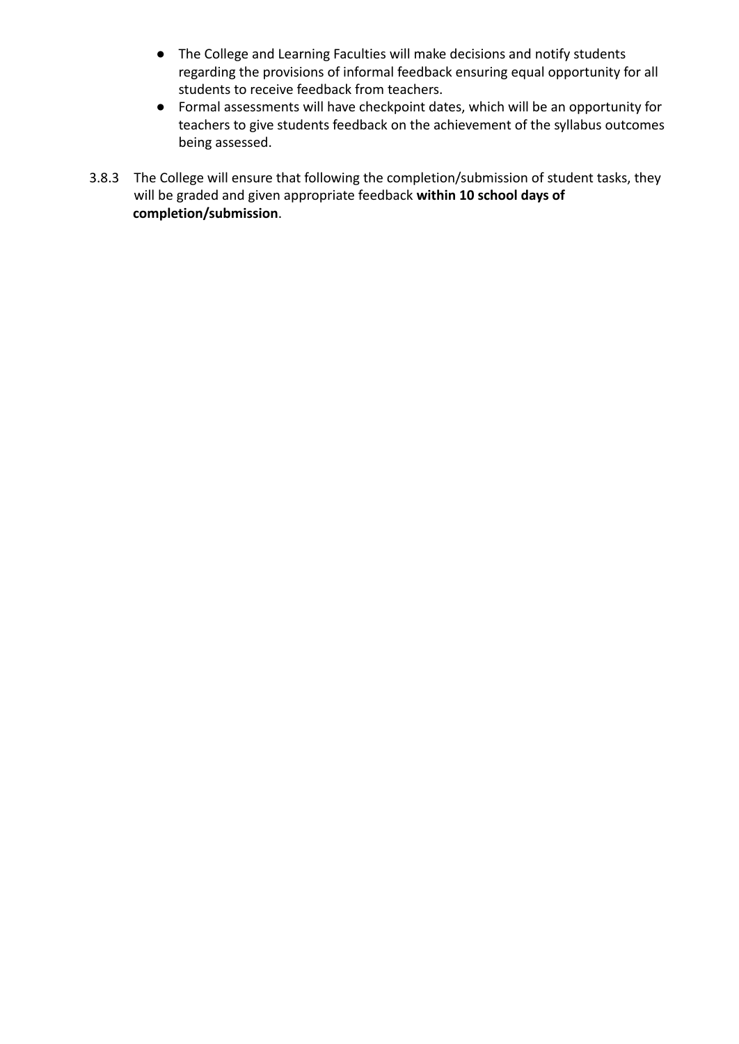- The College and Learning Faculties will make decisions and notify students regarding the provisions of informal feedback ensuring equal opportunity for all students to receive feedback from teachers.
- Formal assessments will have checkpoint dates, which will be an opportunity for teachers to give students feedback on the achievement of the syllabus outcomes being assessed.

3.8.3 The College will ensure that following the completion/submission of student tasks, they will be graded and given appropriate feedback **within 10 school days of completion/submission**.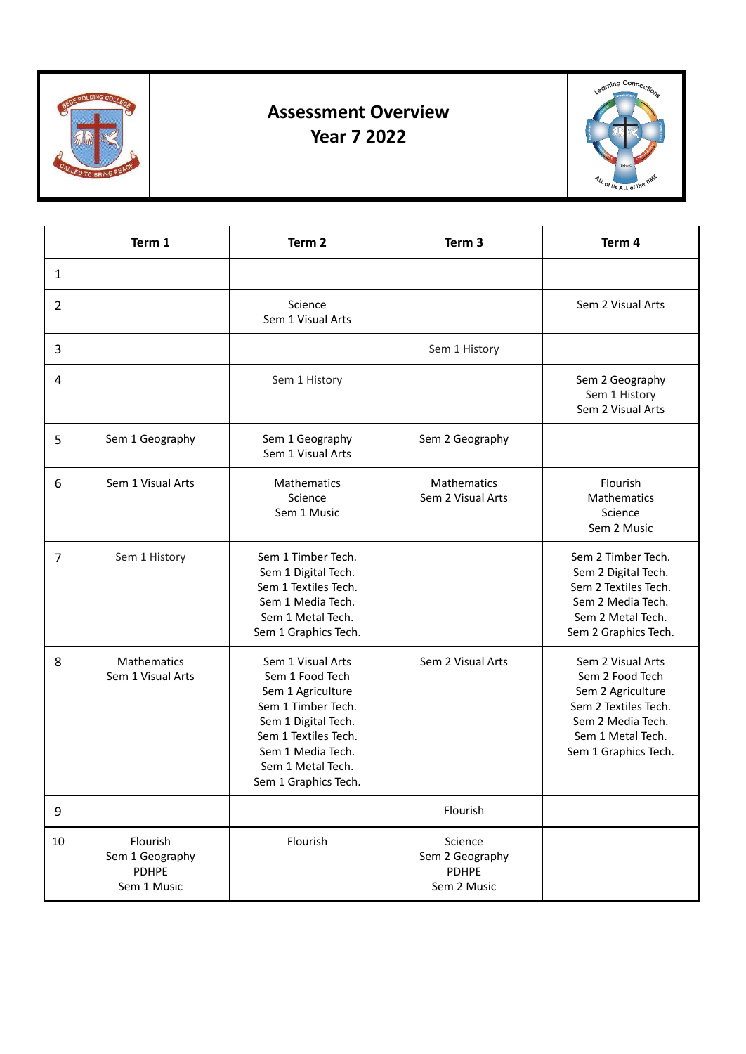# Assessment Overview
# Year 7 2022

| | Term 1 | Term 2 | Term 3 | Term 4 |
|---|---|---|---|---|
| 1 | | | | |
| 2 | | Science<br>Sem 1 Visual Arts | | Sem 2 Visual Arts |
| 3 | | | Sem 1 History | |
| 4 | | Sem 1 History | | Sem 2 Geography<br>Sem 1 History<br>Sem 2 Visual Arts |
| 5 | Sem 1 Geography | Sem 1 Geography<br>Sem 1 Visual Arts | Sem 2 Geography | |
| 6 | Sem 1 Visual Arts | Mathematics<br>Science<br>Sem 1 Music | Mathematics<br>Sem 2 Visual Arts | Flourish<br>Mathematics<br>Science<br>Sem 2 Music |
| 7 | Sem 1 History | Sem 1 Timber Tech.<br>Sem 1 Digital Tech.<br>Sem 1 Textiles Tech.<br>Sem 1 Media Tech.<br>Sem 1 Metal Tech.<br>Sem 1 Graphics Tech. | | Sem 2 Timber Tech.<br>Sem 2 Digital Tech.<br>Sem 2 Textiles Tech.<br>Sem 2 Media Tech.<br>Sem 2 Metal Tech.<br>Sem 2 Graphics Tech. |
| 8 | Mathematics<br>Sem 1 Visual Arts | Sem 1 Visual Arts<br>Sem 1 Food Tech<br>Sem 1 Agriculture<br>Sem 1 Timber Tech.<br>Sem 1 Digital Tech.<br>Sem 1 Textiles Tech.<br>Sem 1 Media Tech.<br>Sem 1 Metal Tech.<br>Sem 1 Graphics Tech. | Sem 2 Visual Arts | Sem 2 Visual Arts<br>Sem 2 Food Tech<br>Sem 2 Agriculture<br>Sem 2 Textiles Tech.<br>Sem 2 Media Tech.<br>Sem 1 Metal Tech.<br>Sem 1 Graphics Tech. |
| 9 | | | Flourish | |
| 10 | Flourish<br>Sem 1 Geography<br>PDHPE<br>Sem 1 Music | Flourish | Science<br>Sem 2 Geography<br>PDHPE<br>Sem 2 Music | |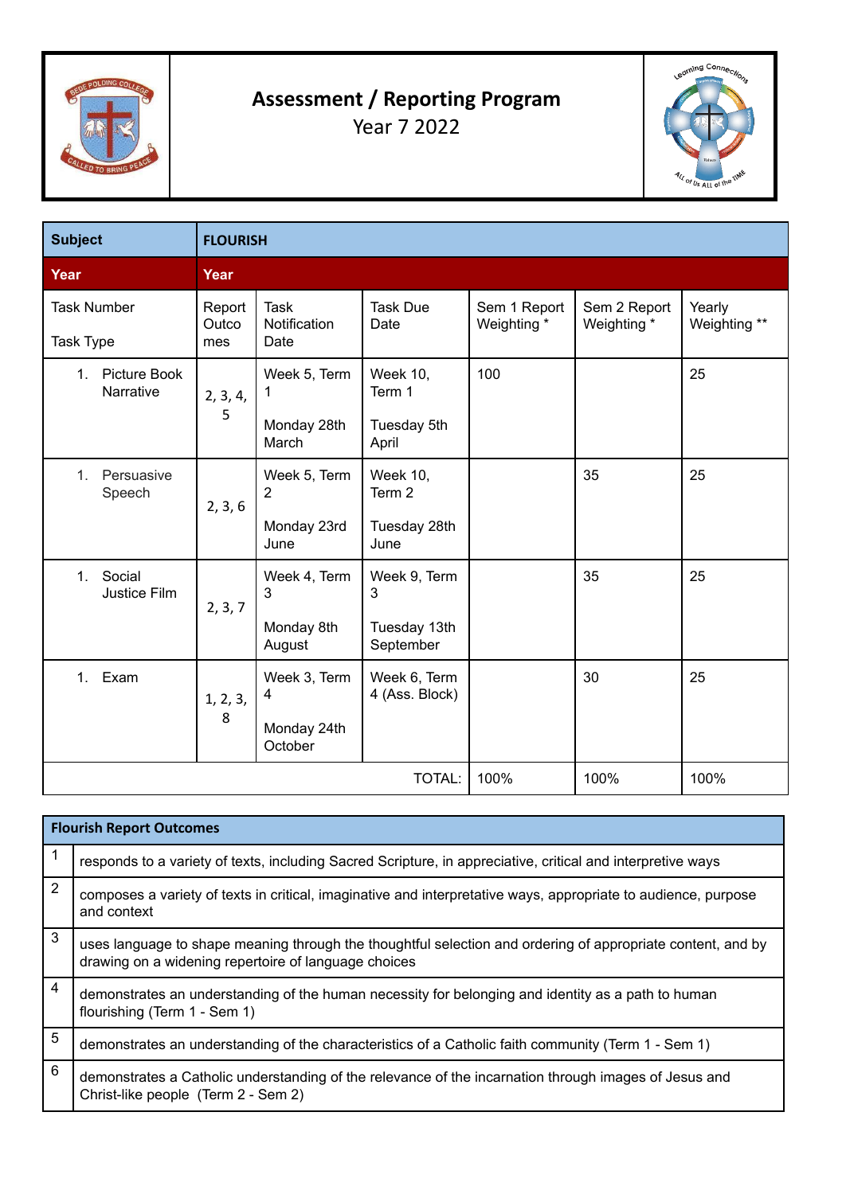# Assessment / Reporting Program

Year 7 2022

| Subject | FLOURISH | | | | | |
|---|---|---|---|---|---|---|
| **Year** | **Year** | | | | | |
| Task Number<br><br>Task Type | Report Outcomes | Task Notification Date | Task Due Date | Sem 1 Report Weighting * | Sem 2 Report Weighting * | Yearly Weighting ** |
| 1. Picture Book Narrative | 2, 3, 4, 5 | Week 5, Term 1<br><br>Monday 28th March | Week 10, Term 1<br><br>Tuesday 5th April | 100 | | 25 |
| 1. Persuasive Speech | 2, 3, 6 | Week 5, Term 2<br><br>Monday 23rd June | Week 10, Term 2<br><br>Tuesday 28th June | | 35 | 25 |
| 1. Social Justice Film | 2, 3, 7 | Week 4, Term 3<br><br>Monday 8th August | Week 9, Term 3<br><br>Tuesday 13th September | | 35 | 25 |
| 1. Exam | 1, 2, 3, 8 | Week 3, Term 4<br><br>Monday 24th October | Week 6, Term 4 (Ass. Block) | | 30 | 25 |
| | | | TOTAL: | 100% | 100% | 100% |

| Flourish Report Outcomes | |
|---|---|
| 1 | responds to a variety of texts, including Sacred Scripture, in appreciative, critical and interpretive ways |
| 2 | composes a variety of texts in critical, imaginative and interpretative ways, appropriate to audience, purpose and context |
| 3 | uses language to shape meaning through the thoughtful selection and ordering of appropriate content, and by drawing on a widening repertoire of language choices |
| 4 | demonstrates an understanding of the human necessity for belonging and identity as a path to human flourishing (Term 1 - Sem 1) |
| 5 | demonstrates an understanding of the characteristics of a Catholic faith community (Term 1 - Sem 1) |
| 6 | demonstrates a Catholic understanding of the relevance of the incarnation through images of Jesus and Christ-like people (Term 2 - Sem 2) |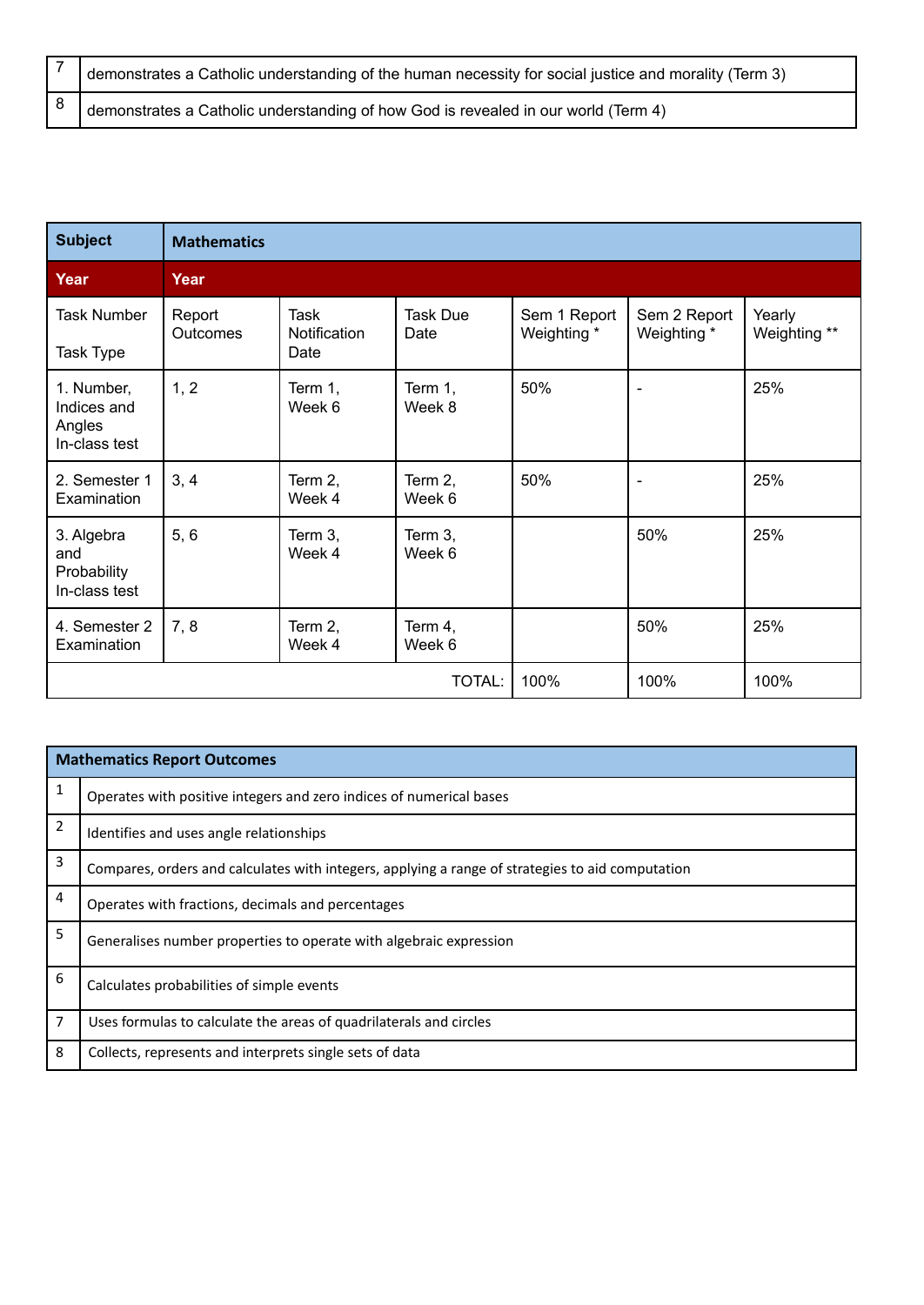| 7 | demonstrates a Catholic understanding of the human necessity for social justice and morality (Term 3) |
|---|---|
| 8 | demonstrates a Catholic understanding of how God is revealed in our world (Term 4) |

| **Subject** | **Mathematics** | | | | | |
|---|---|---|---|---|---|---|
| **Year** | **Year** | | | | | |
| Task Number<br><br>Task Type | Report Outcomes | Task Notification Date | Task Due Date | Sem 1 Report Weighting * | Sem 2 Report Weighting * | Yearly Weighting ** |
| 1. Number, Indices and Angles In-class test | 1, 2 | Term 1, Week 6 | Term 1, Week 8 | 50% | - | 25% |
| 2. Semester 1 Examination | 3, 4 | Term 2, Week 4 | Term 2, Week 6 | 50% | - | 25% |
| 3. Algebra and Probability In-class test | 5, 6 | Term 3, Week 4 | Term 3, Week 6 | | 50% | 25% |
| 4. Semester 2 Examination | 7, 8 | Term 2, Week 4 | Term 4, Week 6 | | 50% | 25% |
| | | | TOTAL: | 100% | 100% | 100% |

| **Mathematics Report Outcomes** | |
|---|---|
| 1 | Operates with positive integers and zero indices of numerical bases |
| 2 | Identifies and uses angle relationships |
| 3 | Compares, orders and calculates with integers, applying a range of strategies to aid computation |
| 4 | Operates with fractions, decimals and percentages |
| 5 | Generalises number properties to operate with algebraic expression |
| 6 | Calculates probabilities of simple events |
| 7 | Uses formulas to calculate the areas of quadrilaterals and circles |
| 8 | Collects, represents and interprets single sets of data |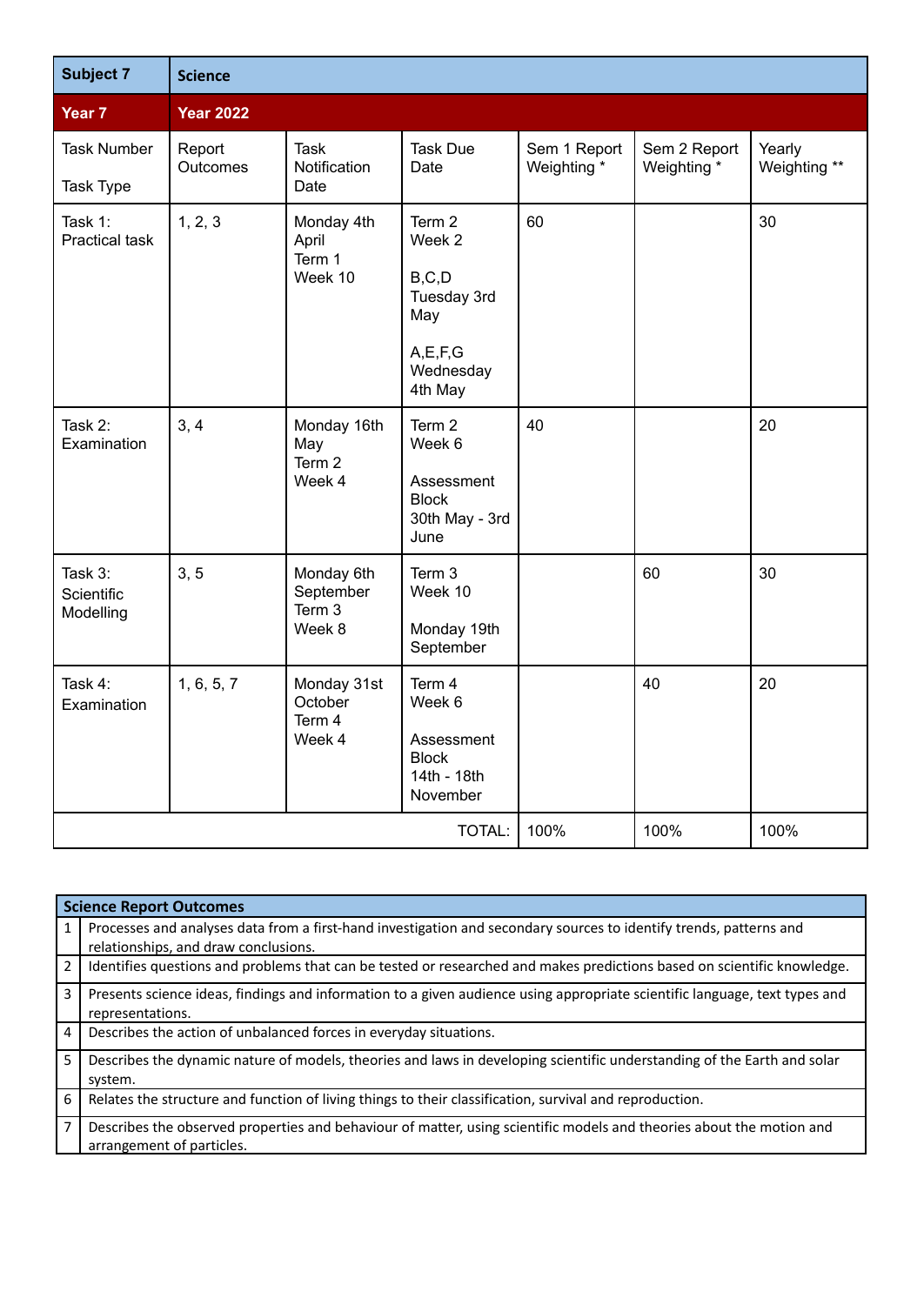| Subject 7 | Science | | | | | |
|---|---|---|---|---|---|---|
| **Year 7** | **Year 2022** | | | | | |
| Task Number<br><br>Task Type | Report Outcomes | Task Notification Date | Task Due Date | Sem 1 Report Weighting * | Sem 2 Report Weighting * | Yearly Weighting ** |
| Task 1: Practical task | 1, 2, 3 | Monday 4th April Term 1 Week 10 | Term 2 Week 2<br><br>B,C,D Tuesday 3rd May<br><br>A,E,F,G Wednesday 4th May | 60 | | 30 |
| Task 2: Examination | 3, 4 | Monday 16th May Term 2 Week 4 | Term 2 Week 6<br><br>Assessment Block 30th May - 3rd June | 40 | | 20 |
| Task 3: Scientific Modelling | 3, 5 | Monday 6th September Term 3 Week 8 | Term 3 Week 10<br><br>Monday 19th September | | 60 | 30 |
| Task 4: Examination | 1, 6, 5, 7 | Monday 31st October Term 4 Week 4 | Term 4 Week 6<br><br>Assessment Block 14th - 18th November | | 40 | 20 |
| | | | TOTAL: | 100% | 100% | 100% |

| **Science Report Outcomes** | |
|---|---|
| 1 | Processes and analyses data from a first-hand investigation and secondary sources to identify trends, patterns and relationships, and draw conclusions. |
| 2 | Identifies questions and problems that can be tested or researched and makes predictions based on scientific knowledge. |
| 3 | Presents science ideas, findings and information to a given audience using appropriate scientific language, text types and representations. |
| 4 | Describes the action of unbalanced forces in everyday situations. |
| 5 | Describes the dynamic nature of models, theories and laws in developing scientific understanding of the Earth and solar system. |
| 6 | Relates the structure and function of living things to their classification, survival and reproduction. |
| 7 | Describes the observed properties and behaviour of matter, using scientific models and theories about the motion and arrangement of particles. |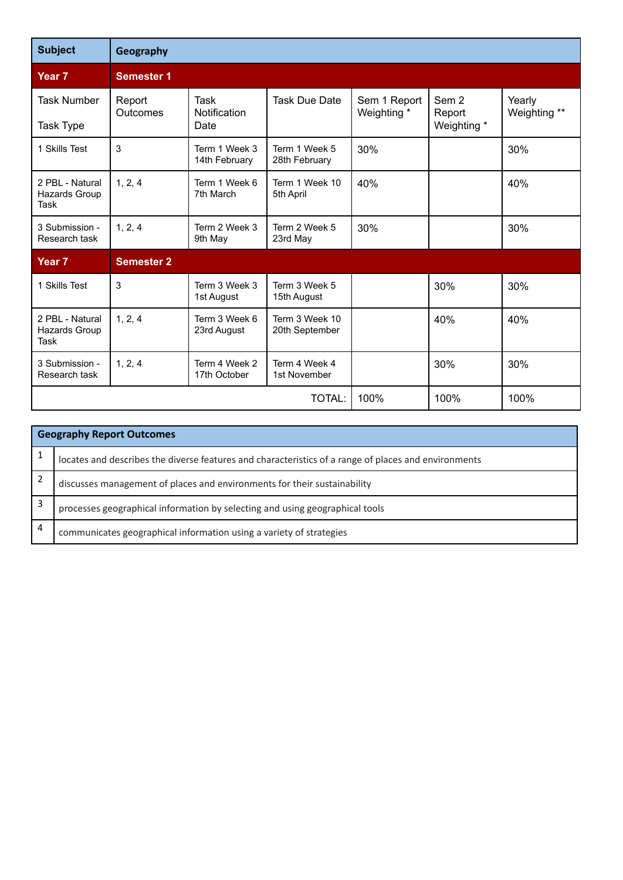| Subject | Geography | | | | | |
|---|---|---|---|---|---|---|
| **Year 7** | **Semester 1** | | | | | |
| Task Number<br><br>Task Type | Report Outcomes | Task Notification Date | Task Due Date | Sem 1 Report Weighting * | Sem 2 Report Weighting * | Yearly Weighting ** |
| 1 Skills Test | 3 | Term 1 Week 3<br>14th February | Term 1 Week 5<br>28th February | 30% | | 30% |
| 2 PBL - Natural Hazards Group Task | 1, 2, 4 | Term 1 Week 6<br>7th March | Term 1 Week 10<br>5th April | 40% | | 40% |
| 3 Submission - Research task | 1, 2, 4 | Term 2 Week 3<br>9th May | Term 2 Week 5<br>23rd May | 30% | | 30% |
| **Year 7** | **Semester 2** | | | | | |
| 1 Skills Test | 3 | Term 3 Week 3<br>1st August | Term 3 Week 5<br>15th August | | 30% | 30% |
| 2 PBL - Natural Hazards Group Task | 1, 2, 4 | Term 3 Week 6<br>23rd August | Term 3 Week 10<br>20th September | | 40% | 40% |
| 3 Submission - Research task | 1, 2, 4 | Term 4 Week 2<br>17th October | Term 4 Week 4<br>1st November | | 30% | 30% |
| | | | TOTAL: | 100% | 100% | 100% |

| Geography Report Outcomes | |
|---|---|
| 1 | locates and describes the diverse features and characteristics of a range of places and environments |
| 2 | discusses management of places and environments for their sustainability |
| 3 | processes geographical information by selecting and using geographical tools |
| 4 | communicates geographical information using a variety of strategies |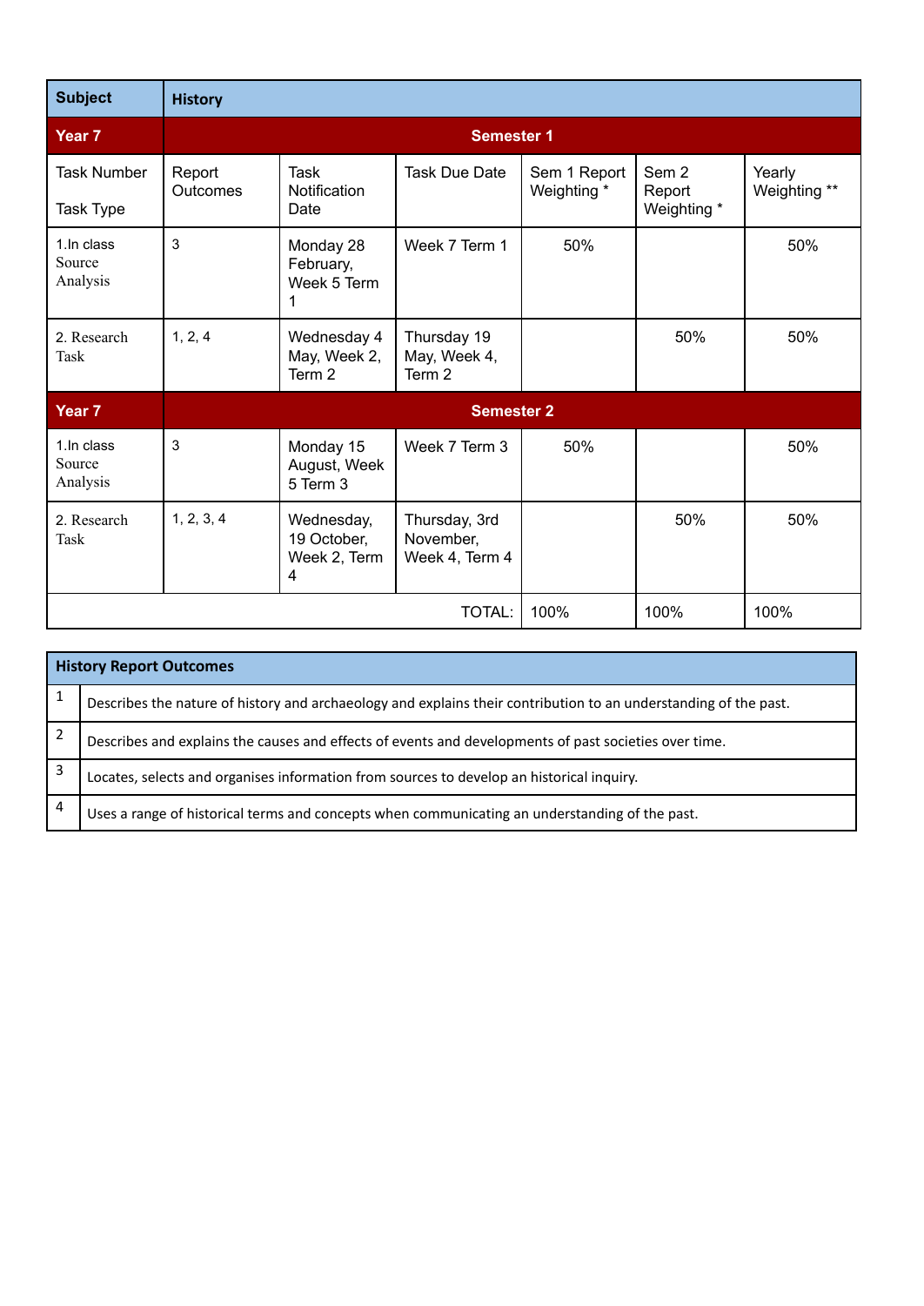| Subject | History | | | | | |
|---|---|---|---|---|---|---|
| **Year 7** | **Semester 1** | | | | | |
| Task Number<br><br>Task Type | Report Outcomes | Task Notification Date | Task Due Date | Sem 1 Report Weighting * | Sem 2 Report Weighting * | Yearly Weighting ** |
| 1.In class Source Analysis | 3 | Monday 28 February, Week 5 Term 1 | Week 7 Term 1 | 50% | | 50% |
| 2. Research Task | 1, 2, 4 | Wednesday 4 May, Week 2, Term 2 | Thursday 19 May, Week 4, Term 2 | | 50% | 50% |
| **Year 7** | **Semester 2** | | | | | |
| 1.In class Source Analysis | 3 | Monday 15 August, Week 5 Term 3 | Week 7 Term 3 | 50% | | 50% |
| 2. Research Task | 1, 2, 3, 4 | Wednesday, 19 October, Week 2, Term 4 | Thursday, 3rd November, Week 4, Term 4 | | 50% | 50% |
| | | | TOTAL: | 100% | 100% | 100% |

| History Report Outcomes | |
|---|---|
| 1 | Describes the nature of history and archaeology and explains their contribution to an understanding of the past. |
| 2 | Describes and explains the causes and effects of events and developments of past societies over time. |
| 3 | Locates, selects and organises information from sources to develop an historical inquiry. |
| 4 | Uses a range of historical terms and concepts when communicating an understanding of the past. |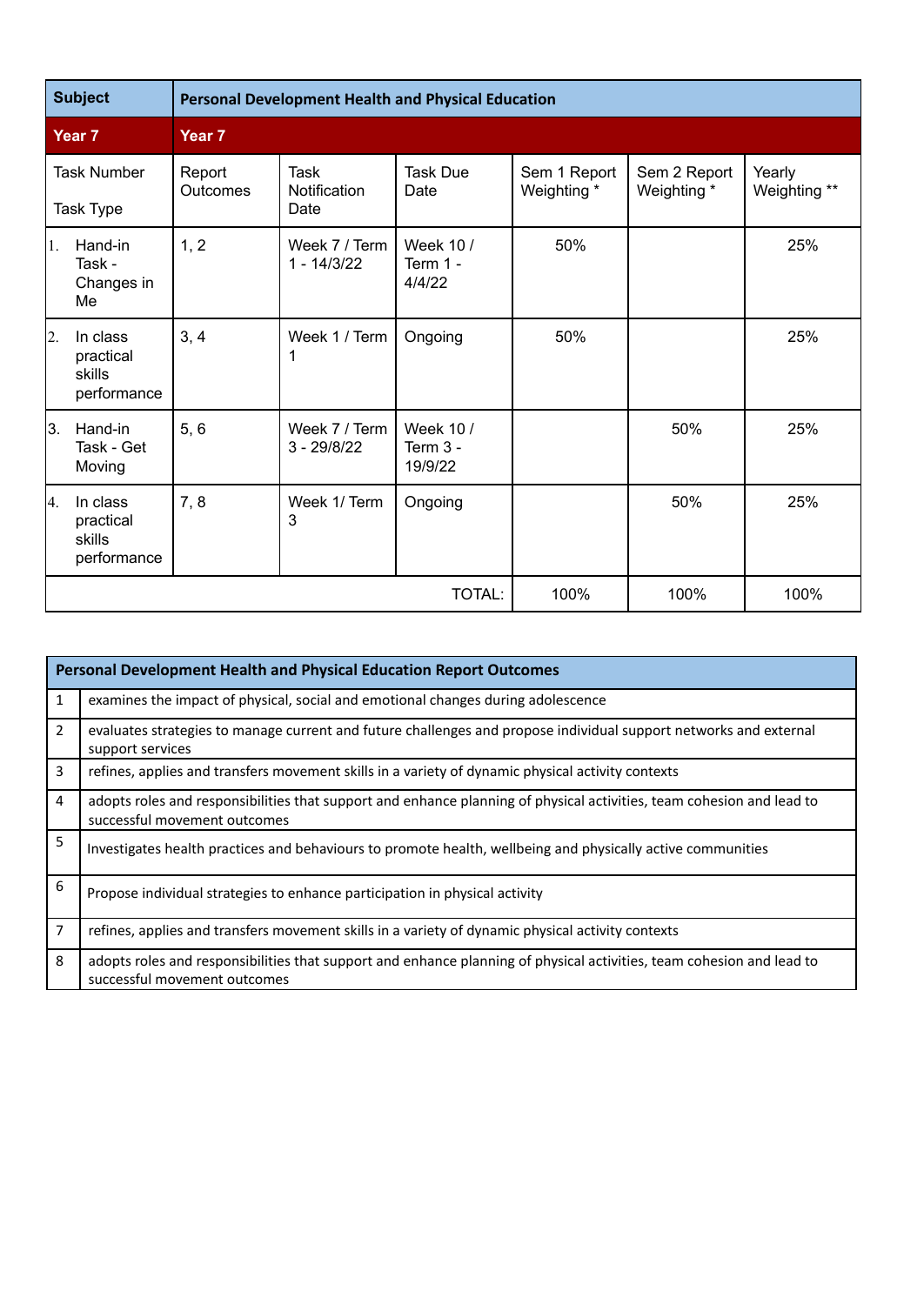| Subject | Personal Development Health and Physical Education | | | | | |
|---|---|---|---|---|---|---|
| **Year 7** | **Year 7** | | | | | |
| Task Number<br><br>Task Type | Report Outcomes | Task Notification Date | Task Due Date | Sem 1 Report Weighting * | Sem 2 Report Weighting * | Yearly Weighting ** |
| 1. Hand-in Task - Changes in Me | 1, 2 | Week 7 / Term 1 - 14/3/22 | Week 10 / Term 1 - 4/4/22 | 50% | | 25% |
| 2. In class practical skills performance | 3, 4 | Week 1 / Term 1 | Ongoing | 50% | | 25% |
| 3. Hand-in Task - Get Moving | 5, 6 | Week 7 / Term 3 - 29/8/22 | Week 10 / Term 3 - 19/9/22 | | 50% | 25% |
| 4. In class practical skills performance | 7, 8 | Week 1/ Term 3 | Ongoing | | 50% | 25% |
| | | | TOTAL: | 100% | 100% | 100% |

| Personal Development Health and Physical Education Report Outcomes | |
|---|---|
| 1 | examines the impact of physical, social and emotional changes during adolescence |
| 2 | evaluates strategies to manage current and future challenges and propose individual support networks and external support services |
| 3 | refines, applies and transfers movement skills in a variety of dynamic physical activity contexts |
| 4 | adopts roles and responsibilities that support and enhance planning of physical activities, team cohesion and lead to successful movement outcomes |
| 5 | Investigates health practices and behaviours to promote health, wellbeing and physically active communities |
| 6 | Propose individual strategies to enhance participation in physical activity |
| 7 | refines, applies and transfers movement skills in a variety of dynamic physical activity contexts |
| 8 | adopts roles and responsibilities that support and enhance planning of physical activities, team cohesion and lead to successful movement outcomes |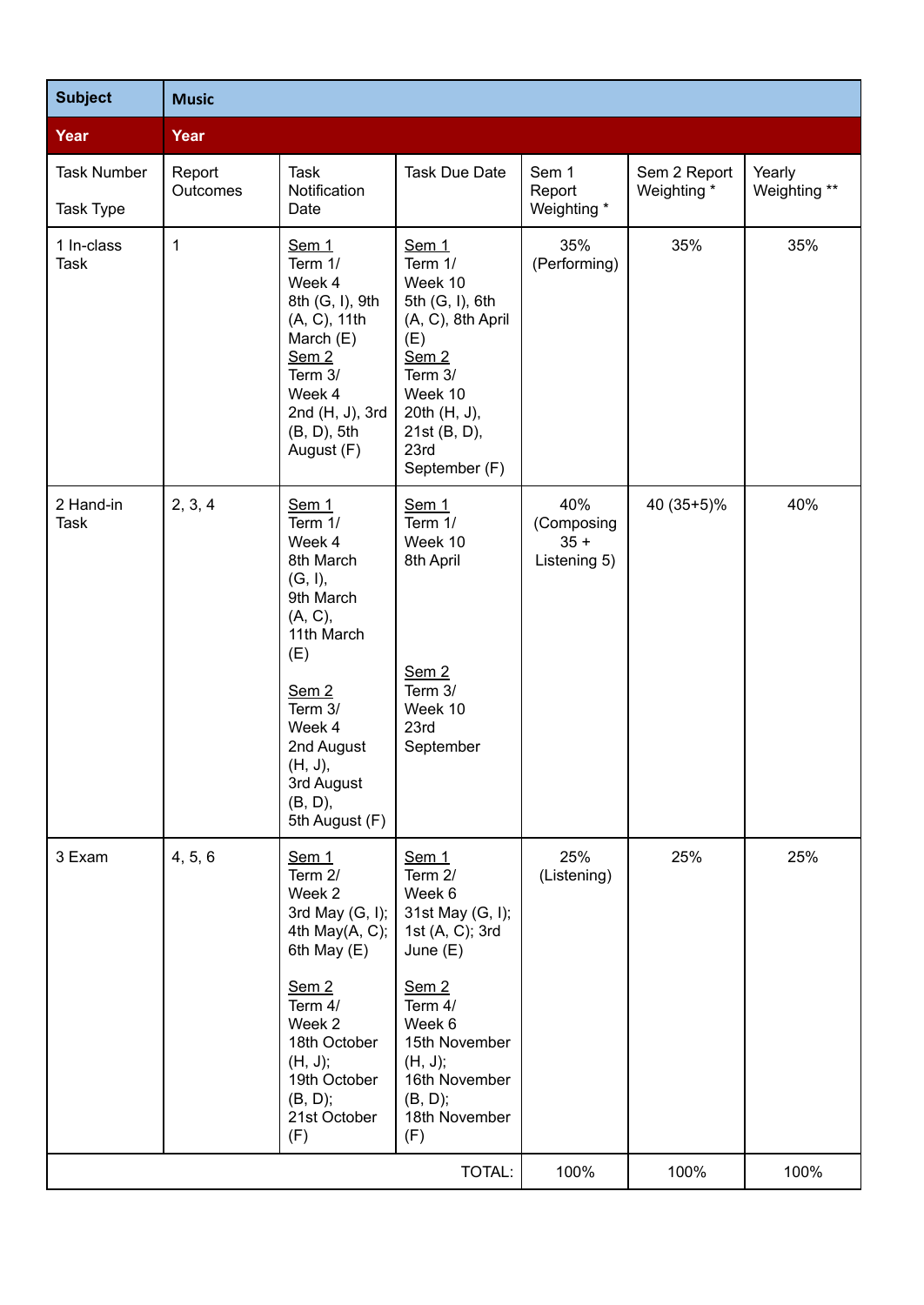| Subject | Music | | | | | |
|---|---|---|---|---|---|---|
| **Year** | **Year** | | | | | |
| Task Number<br><br>Task Type | Report Outcomes | Task Notification Date | Task Due Date | Sem 1 Report Weighting * | Sem 2 Report Weighting * | Yearly Weighting ** |
| 1 In-class Task | 1 | Sem 1<br>Term 1/ Week 4<br>8th (G, I), 9th (A, C), 11th March (E)<br>Sem 2<br>Term 3/ Week 4<br>2nd (H, J), 3rd (B, D), 5th August (F) | Sem 1<br>Term 1/ Week 10<br>5th (G, I), 6th (A, C), 8th April (E)<br>Sem 2<br>Term 3/ Week 10<br>20th (H, J), 21st (B, D), 23rd September (F) | 35% (Performing) | 35% | 35% |
| 2 Hand-in Task | 2, 3, 4 | Sem 1<br>Term 1/ Week 4<br>8th March (G, I),<br>9th March (A, C),<br>11th March (E)<br><br>Sem 2<br>Term 3/ Week 4<br>2nd August (H, J),<br>3rd August (B, D),<br>5th August (F) | Sem 1<br>Term 1/ Week 10<br>8th April<br><br>Sem 2<br>Term 3/ Week 10<br>23rd September | 40% (Composing 35 + Listening 5) | 40 (35+5)% | 40% |
| 3 Exam | 4, 5, 6 | Sem 1<br>Term 2/ Week 2<br>3rd May (G, I); 4th May(A, C); 6th May (E)<br><br>Sem 2<br>Term 4/ Week 2<br>18th October (H, J);<br>19th October (B, D);<br>21st October (F) | Sem 1<br>Term 2/ Week 6<br>31st May (G, I); 1st (A, C); 3rd June (E)<br><br>Sem 2<br>Term 4/ Week 6<br>15th November (H, J);<br>16th November (B, D);<br>18th November (F) | 25% (Listening) | 25% | 25% |
| | | | TOTAL: | 100% | 100% | 100% |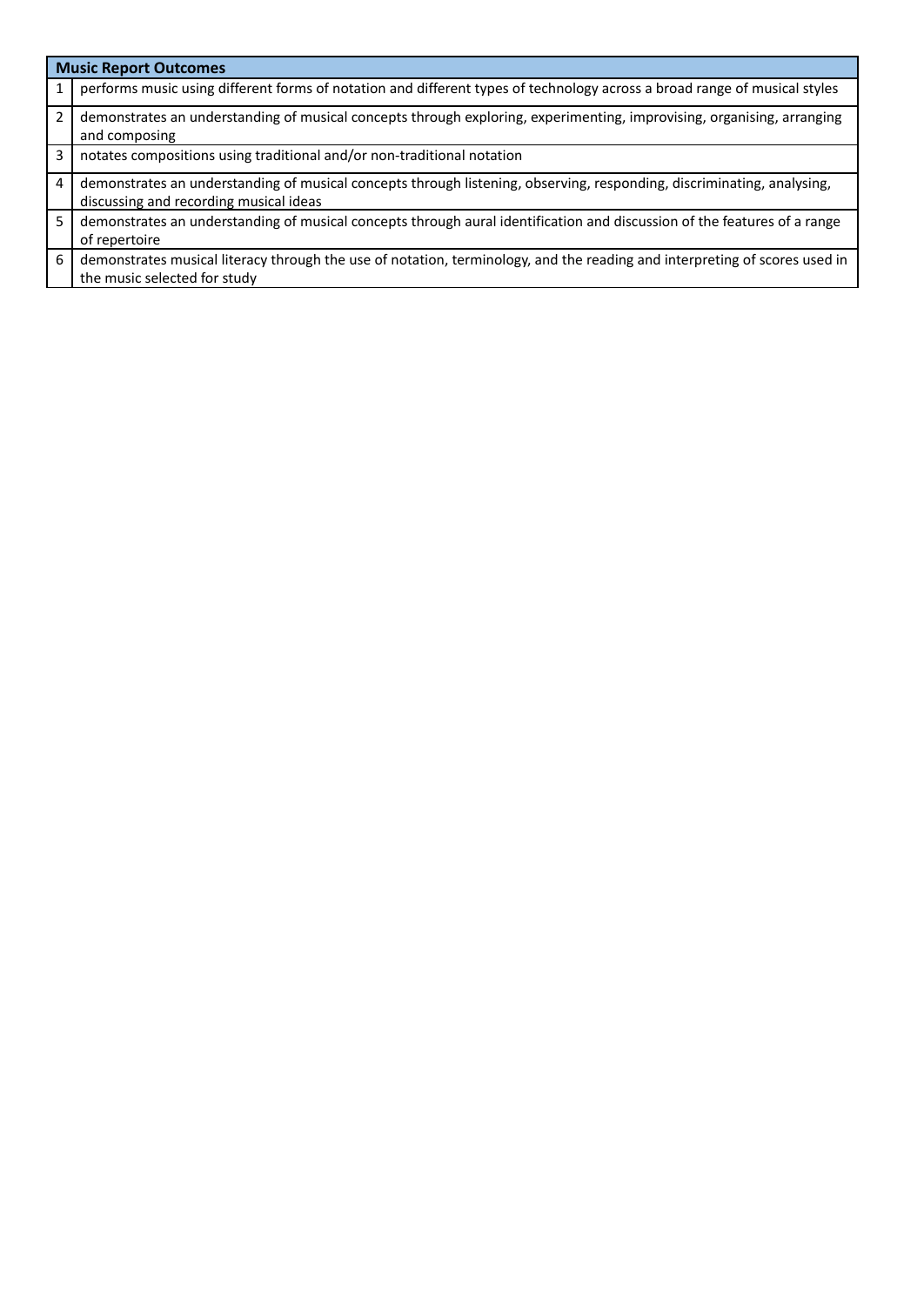| Music Report Outcomes | |
|---|---|
| 1 | performs music using different forms of notation and different types of technology across a broad range of musical styles |
| 2 | demonstrates an understanding of musical concepts through exploring, experimenting, improvising, organising, arranging and composing |
| 3 | notates compositions using traditional and/or non-traditional notation |
| 4 | demonstrates an understanding of musical concepts through listening, observing, responding, discriminating, analysing, discussing and recording musical ideas |
| 5 | demonstrates an understanding of musical concepts through aural identification and discussion of the features of a range of repertoire |
| 6 | demonstrates musical literacy through the use of notation, terminology, and the reading and interpreting of scores used in the music selected for study |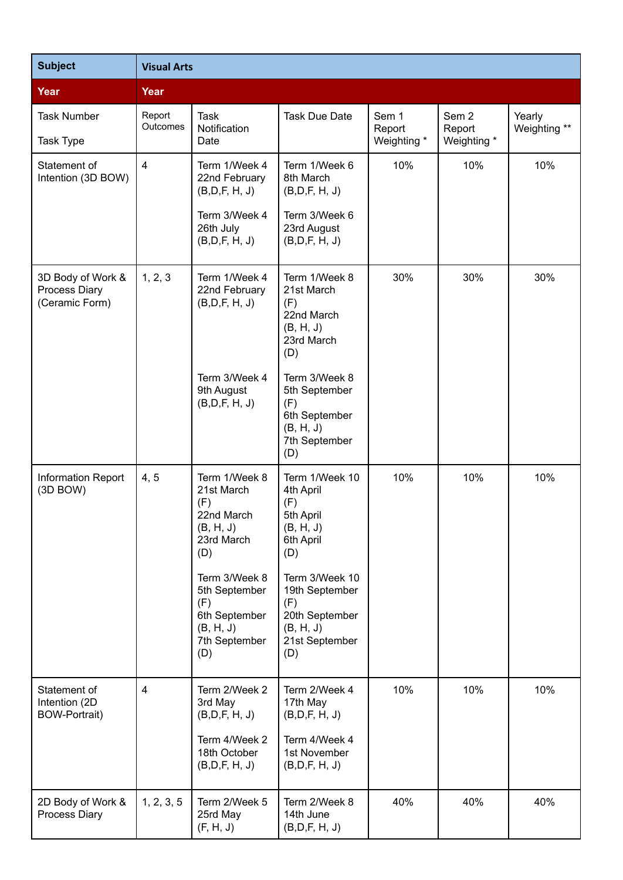| Subject | Visual Arts | | | | | |
|---|---|---|---|---|---|---|
| Year | Year | | | | | |
| Task Number<br><br>Task Type | Report Outcomes | Task Notification Date | Task Due Date | Sem 1 Report Weighting * | Sem 2 Report Weighting * | Yearly Weighting ** |
| Statement of Intention (3D BOW) | 4 | Term 1/Week 4<br>22nd February<br>(B,D,F, H, J)<br><br>Term 3/Week 4<br>26th July<br>(B,D,F, H, J) | Term 1/Week 6<br>8th March<br>(B,D,F, H, J)<br><br>Term 3/Week 6<br>23rd August<br>(B,D,F, H, J) | 10% | 10% | 10% |
| 3D Body of Work & Process Diary (Ceramic Form) | 1, 2, 3 | Term 1/Week 4<br>22nd February<br>(B,D,F, H, J)<br><br>Term 3/Week 4<br>9th August<br>(B,D,F, H, J) | Term 1/Week 8<br>21st March<br>(F)<br>22nd March<br>(B, H, J)<br>23rd March<br>(D)<br><br>Term 3/Week 8<br>5th September<br>(F)<br>6th September<br>(B, H, J)<br>7th September<br>(D) | 30% | 30% | 30% |
| Information Report (3D BOW) | 4, 5 | Term 1/Week 8<br>21st March<br>(F)<br>22nd March<br>(B, H, J)<br>23rd March<br>(D)<br><br>Term 3/Week 8<br>5th September<br>(F)<br>6th September<br>(B, H, J)<br>7th September<br>(D) | Term 1/Week 10<br>4th April<br>(F)<br>5th April<br>(B, H, J)<br>6th April<br>(D)<br><br>Term 3/Week 10<br>19th September<br>(F)<br>20th September<br>(B, H, J)<br>21st September<br>(D) | 10% | 10% | 10% |
| Statement of Intention (2D BOW-Portrait) | 4 | Term 2/Week 2<br>3rd May<br>(B,D,F, H, J)<br><br>Term 4/Week 2<br>18th October<br>(B,D,F, H, J) | Term 2/Week 4<br>17th May<br>(B,D,F, H, J)<br><br>Term 4/Week 4<br>1st November<br>(B,D,F, H, J) | 10% | 10% | 10% |
| 2D Body of Work & Process Diary | 1, 2, 3, 5 | Term 2/Week 5<br>25rd May<br>(F, H, J) | Term 2/Week 8<br>14th June<br>(B,D,F, H, J) | 40% | 40% | 40% |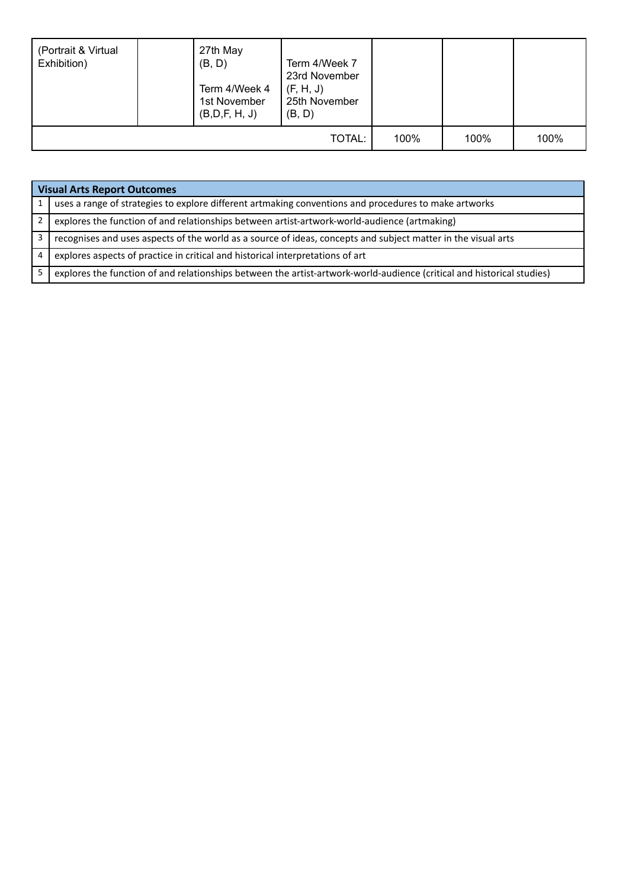| | | | | | | |
|---|---|---|---|---|---|---|
| (Portrait & Virtual Exhibition) | | 27th May (B, D)<br><br>Term 4/Week 4 1st November (B,D,F, H, J) | Term 4/Week 7 23rd November (F, H, J) 25th November (B, D) | | | |
| | | | TOTAL: | 100% | 100% | 100% |

| Visual Arts Report Outcomes | |
|---|---|
| 1 | uses a range of strategies to explore different artmaking conventions and procedures to make artworks |
| 2 | explores the function of and relationships between artist-artwork-world-audience (artmaking) |
| 3 | recognises and uses aspects of the world as a source of ideas, concepts and subject matter in the visual arts |
| 4 | explores aspects of practice in critical and historical interpretations of art |
| 5 | explores the function of and relationships between the artist-artwork-world-audience (critical and historical studies) |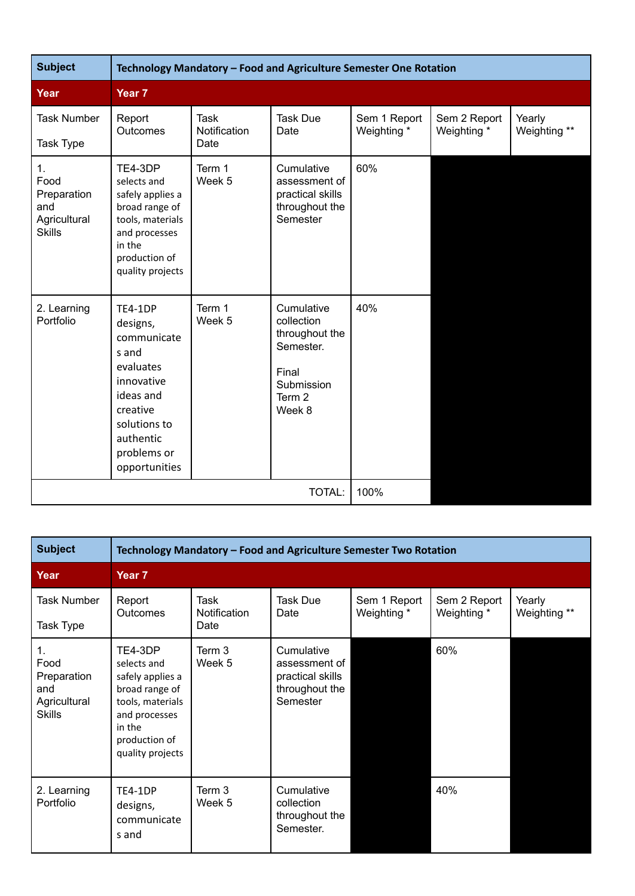| Subject | Technology Mandatory – Food and Agriculture Semester One Rotation | | | | | |
|---|---|---|---|---|---|---|
| **Year** | **Year 7** | | | | | |
| Task Number<br><br>Task Type | Report Outcomes | Task Notification Date | Task Due Date | Sem 1 Report Weighting * | Sem 2 Report Weighting * | Yearly Weighting ** |
| 1.<br>Food Preparation and Agricultural Skills | TE4-3DP selects and safely applies a broad range of tools, materials and processes in the production of quality projects | Term 1 Week 5 | Cumulative assessment of practical skills throughout the Semester | 60% | | |
| 2. Learning Portfolio | TE4-1DP designs, communicates and evaluates innovative ideas and creative solutions to authentic problems or opportunities | Term 1 Week 5 | Cumulative collection throughout the Semester.<br><br>Final Submission Term 2 Week 8 | 40% | | |
| | | | TOTAL: | 100% | | |

| Subject | Technology Mandatory – Food and Agriculture Semester Two Rotation | | | | | |
|---|---|---|---|---|---|---|
| **Year** | **Year 7** | | | | | |
| Task Number<br><br>Task Type | Report Outcomes | Task Notification Date | Task Due Date | Sem 1 Report Weighting * | Sem 2 Report Weighting * | Yearly Weighting ** |
| 1.<br>Food Preparation and Agricultural Skills | TE4-3DP selects and safely applies a broad range of tools, materials and processes in the production of quality projects | Term 3 Week 5 | Cumulative assessment of practical skills throughout the Semester | | 60% | |
| 2. Learning Portfolio | TE4-1DP designs, communicates and | Term 3 Week 5 | Cumulative collection throughout the Semester. | | 40% | |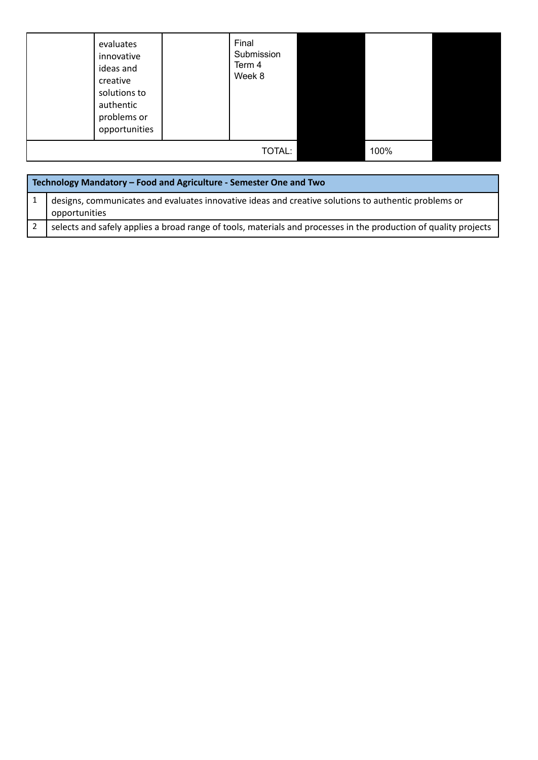| | | | | | | |
|---|---|---|---|---|---|---|
| | evaluates innovative ideas and creative solutions to authentic problems or opportunities | | Final Submission Term 4 Week 8 | | | |
| TOTAL: | | | | | 100% | |

| Technology Mandatory – Food and Agriculture - Semester One and Two | |
|---|---|
| 1 | designs, communicates and evaluates innovative ideas and creative solutions to authentic problems or opportunities |
| 2 | selects and safely applies a broad range of tools, materials and processes in the production of quality projects |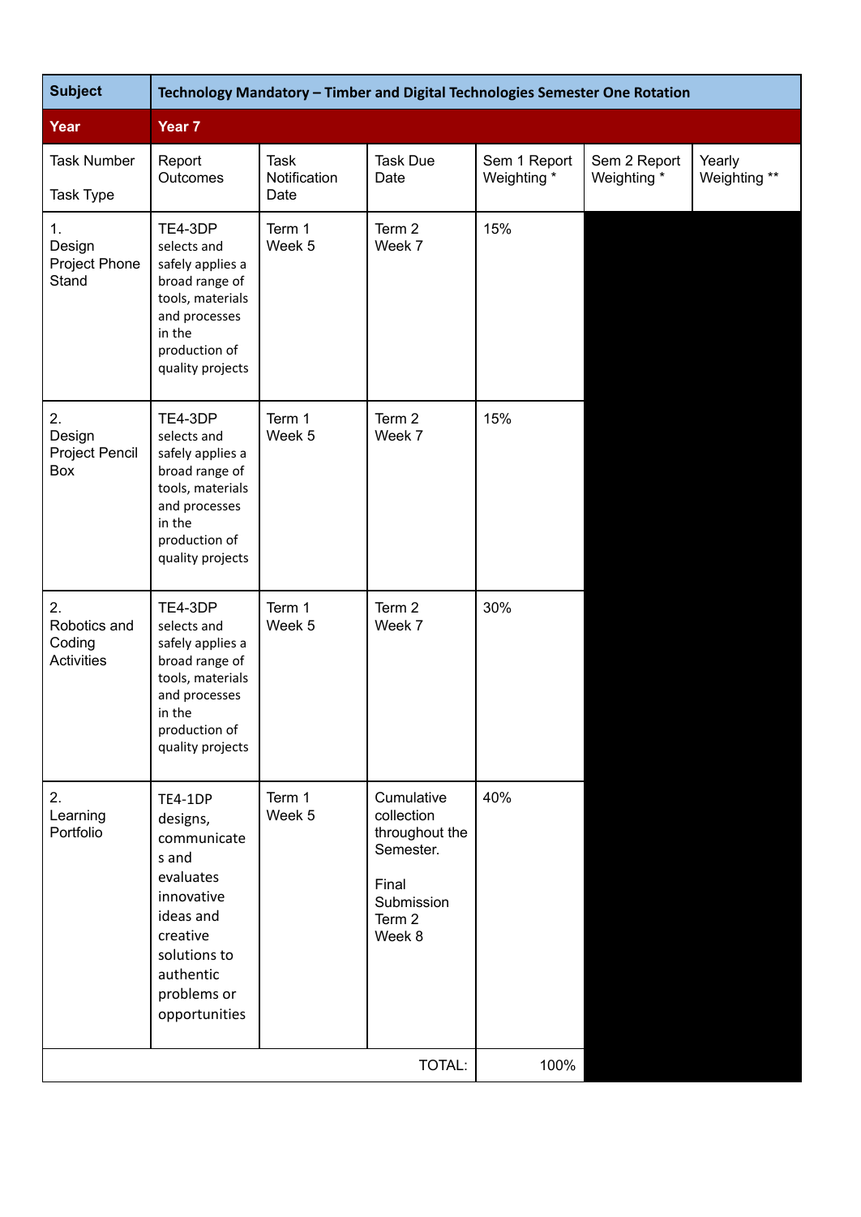| Subject | Technology Mandatory – Timber and Digital Technologies Semester One Rotation | | | | | |
|---|---|---|---|---|---|---|
| **Year** | **Year 7** | | | | | |
| Task Number<br><br>Task Type | Report Outcomes | Task Notification Date | Task Due Date | Sem 1 Report Weighting * | Sem 2 Report Weighting * | Yearly Weighting ** |
| 1.<br>Design Project Phone Stand | TE4-3DP selects and safely applies a broad range of tools, materials and processes in the production of quality projects | Term 1 Week 5 | Term 2 Week 7 | 15% | | |
| 2.<br>Design Project Pencil Box | TE4-3DP selects and safely applies a broad range of tools, materials and processes in the production of quality projects | Term 1 Week 5 | Term 2 Week 7 | 15% | | |
| 2.<br>Robotics and Coding Activities | TE4-3DP selects and safely applies a broad range of tools, materials and processes in the production of quality projects | Term 1 Week 5 | Term 2 Week 7 | 30% | | |
| 2.<br>Learning Portfolio | TE4-1DP designs, communicates and evaluates innovative ideas and creative solutions to authentic problems or opportunities | Term 1 Week 5 | Cumulative collection throughout the Semester.<br><br>Final Submission Term 2 Week 8 | 40% | | |
| | | | TOTAL: | 100% | | |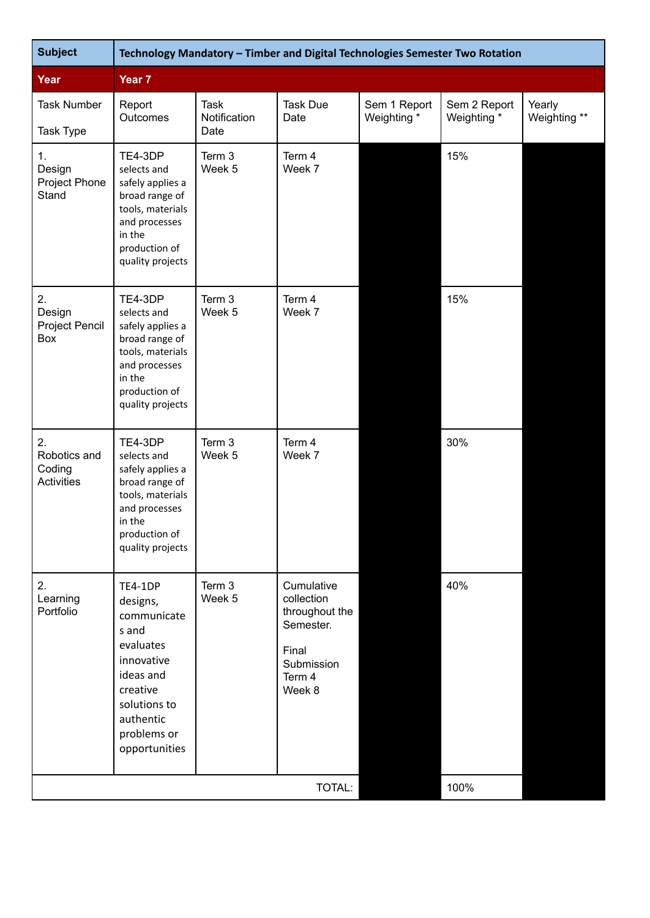| Subject | Technology Mandatory – Timber and Digital Technologies Semester Two Rotation | | | | | |
|---|---|---|---|---|---|---|
| **Year** | **Year 7** | | | | | |
| Task Number<br><br>Task Type | Report Outcomes | Task Notification Date | Task Due Date | Sem 1 Report Weighting * | Sem 2 Report Weighting * | Yearly Weighting ** |
| 1.<br>Design Project Phone Stand | TE4-3DP selects and safely applies a broad range of tools, materials and processes in the production of quality projects | Term 3 Week 5 | Term 4 Week 7 | | 15% | |
| 2.<br>Design Project Pencil Box | TE4-3DP selects and safely applies a broad range of tools, materials and processes in the production of quality projects | Term 3 Week 5 | Term 4 Week 7 | | 15% | |
| 2.<br>Robotics and Coding Activities | TE4-3DP selects and safely applies a broad range of tools, materials and processes in the production of quality projects | Term 3 Week 5 | Term 4 Week 7 | | 30% | |
| 2.<br>Learning Portfolio | TE4-1DP designs, communicates and evaluates innovative ideas and creative solutions to authentic problems or opportunities | Term 3 Week 5 | Cumulative collection throughout the Semester.<br><br>Final Submission Term 4 Week 8 | | 40% | |
| | | | TOTAL: | | 100% | |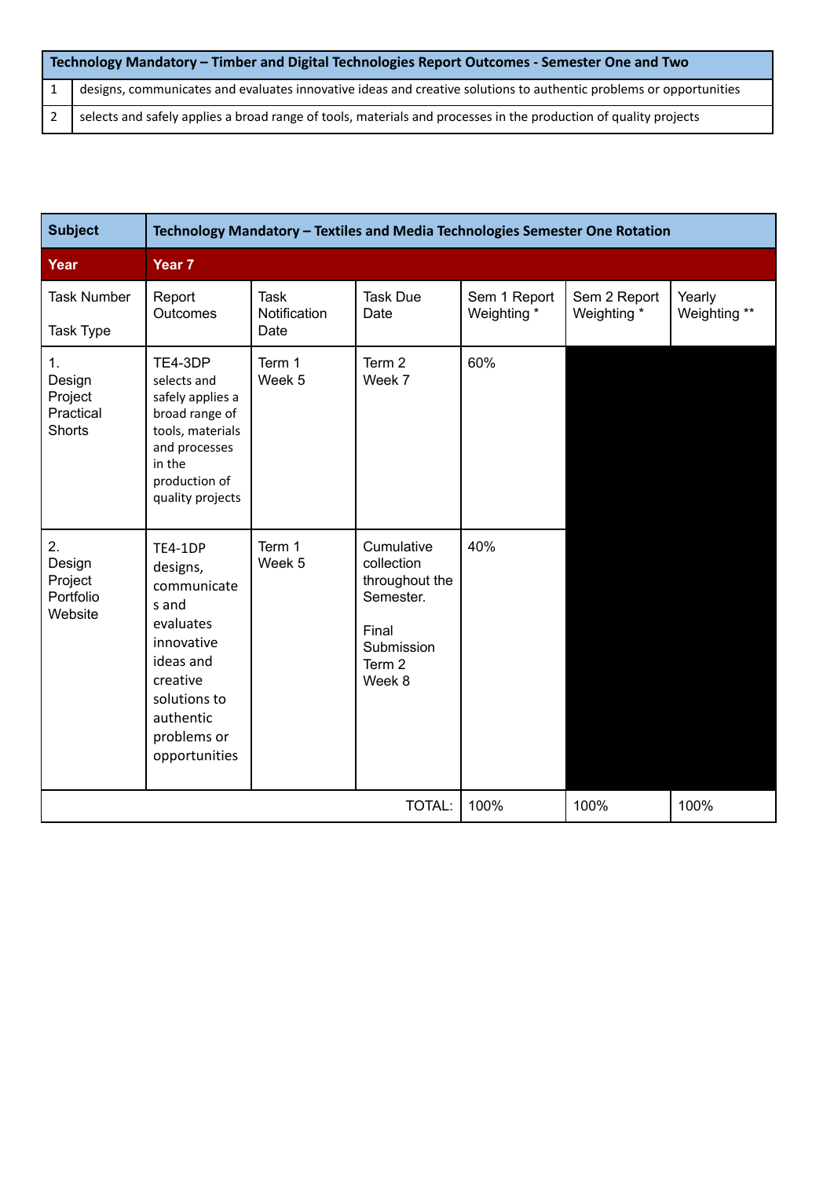| Technology Mandatory – Timber and Digital Technologies Report Outcomes - Semester One and Two | |
|---|---|
| 1 | designs, communicates and evaluates innovative ideas and creative solutions to authentic problems or opportunities |
| 2 | selects and safely applies a broad range of tools, materials and processes in the production of quality projects |

| **Subject** | **Technology Mandatory – Textiles and Media Technologies Semester One Rotation** | | | | | |
|---|---|---|---|---|---|---|
| **Year** | **Year 7** | | | | | |
| Task Number<br><br>Task Type | Report Outcomes | Task Notification Date | Task Due Date | Sem 1 Report Weighting * | Sem 2 Report Weighting * | Yearly Weighting ** |
| 1.<br>Design Project Practical Shorts | TE4-3DP selects and safely applies a broad range of tools, materials and processes in the production of quality projects | Term 1 Week 5 | Term 2 Week 7 | 60% | | |
| 2.<br>Design Project Portfolio Website | TE4-1DP designs, communicates and evaluates innovative ideas and creative solutions to authentic problems or opportunities | Term 1 Week 5 | Cumulative collection throughout the Semester.<br><br>Final Submission Term 2 Week 8 | 40% | | |
| | | | TOTAL: | 100% | 100% | 100% |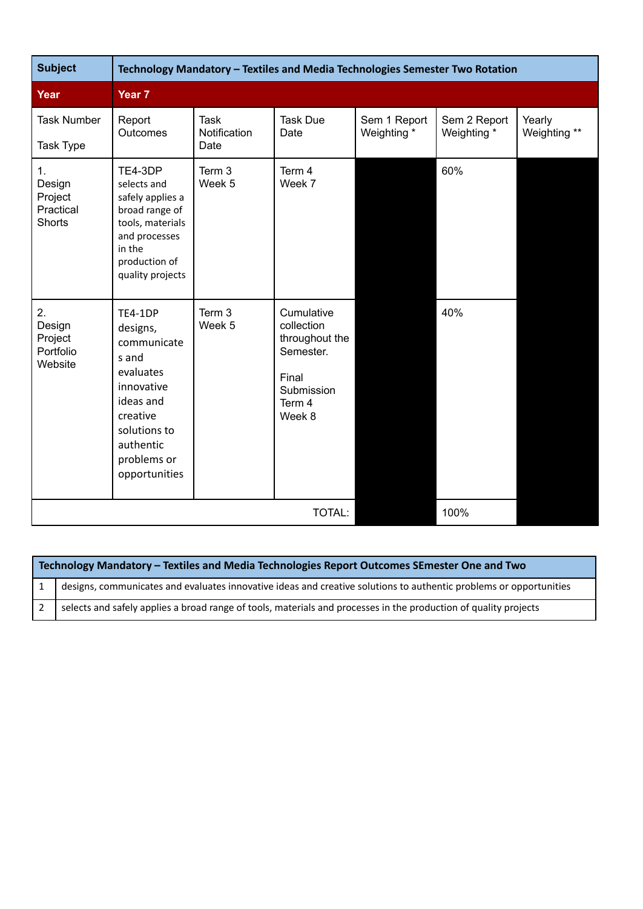| Subject | Technology Mandatory – Textiles and Media Technologies Semester Two Rotation | | | | | |
|---|---|---|---|---|---|---|
| **Year** | **Year 7** | | | | | |
| Task Number<br><br>Task Type | Report Outcomes | Task Notification Date | Task Due Date | Sem 1 Report Weighting * | Sem 2 Report Weighting * | Yearly Weighting ** |
| 1.<br>Design Project Practical Shorts | TE4-3DP selects and safely applies a broad range of tools, materials and processes in the production of quality projects | Term 3 Week 5 | Term 4 Week 7 | | 60% | |
| 2.<br>Design Project Portfolio Website | TE4-1DP designs, communicates and evaluates innovative ideas and creative solutions to authentic problems or opportunities | Term 3 Week 5 | Cumulative collection throughout the Semester.<br><br>Final Submission Term 4 Week 8 | | 40% | |
| | | | TOTAL: | | 100% | |

| Technology Mandatory – Textiles and Media Technologies Report Outcomes SEmester One and Two | |
|---|---|
| 1 | designs, communicates and evaluates innovative ideas and creative solutions to authentic problems or opportunities |
| 2 | selects and safely applies a broad range of tools, materials and processes in the production of quality projects |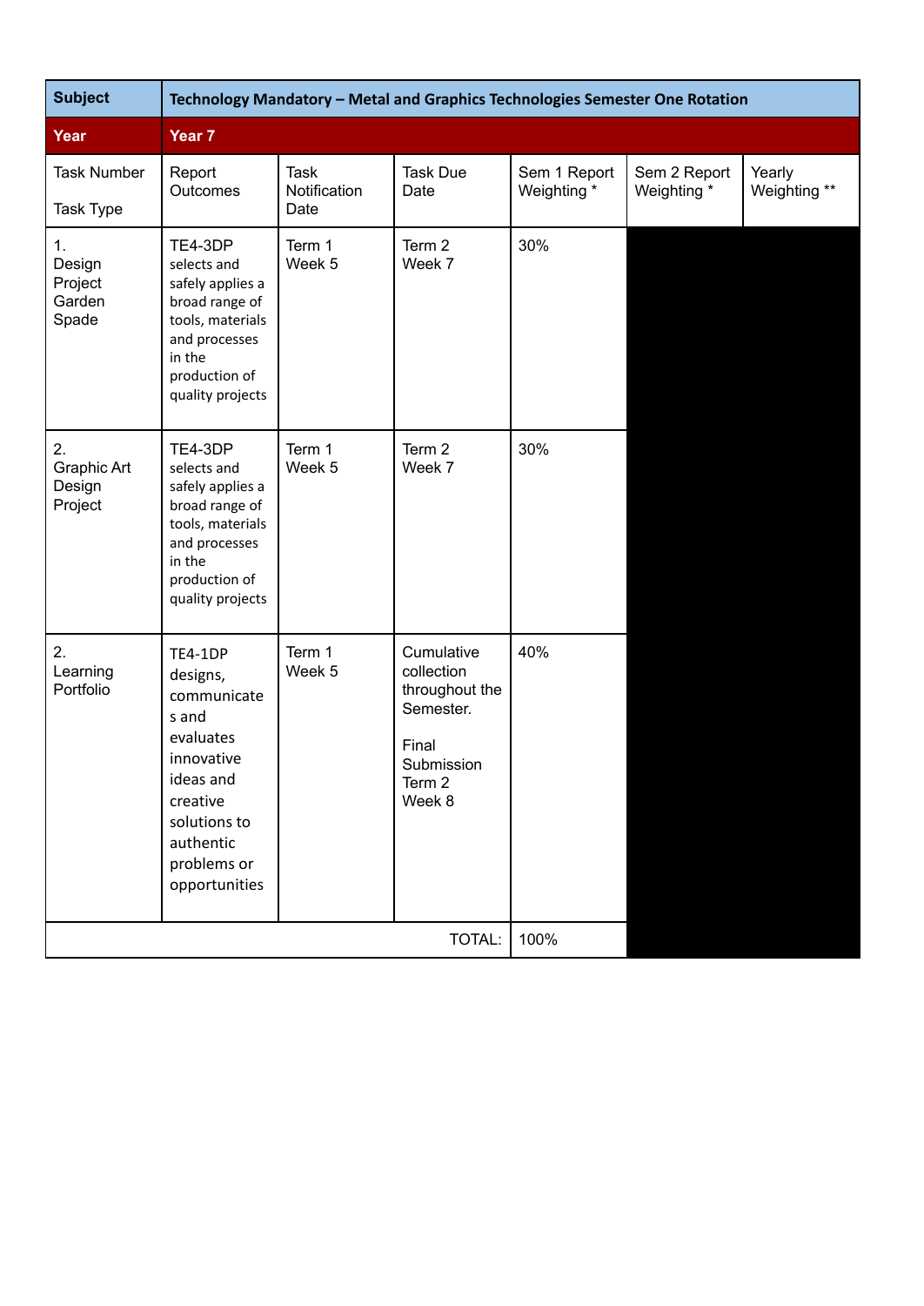| Subject | Technology Mandatory – Metal and Graphics Technologies Semester One Rotation | | | | | |
|---|---|---|---|---|---|---|
| **Year** | **Year 7** | | | | | |
| Task Number<br><br>Task Type | Report Outcomes | Task Notification Date | Task Due Date | Sem 1 Report Weighting * | Sem 2 Report Weighting * | Yearly Weighting ** |
| 1.<br>Design Project Garden Spade | TE4-3DP selects and safely applies a broad range of tools, materials and processes in the production of quality projects | Term 1 Week 5 | Term 2 Week 7 | 30% | | |
| 2.<br>Graphic Art Design Project | TE4-3DP selects and safely applies a broad range of tools, materials and processes in the production of quality projects | Term 1 Week 5 | Term 2 Week 7 | 30% | | |
| 2.<br>Learning Portfolio | TE4-1DP designs, communicates and evaluates innovative ideas and creative solutions to authentic problems or opportunities | Term 1 Week 5 | Cumulative collection throughout the Semester.<br><br>Final Submission Term 2 Week 8 | 40% | | |
| | | | TOTAL: | 100% | | |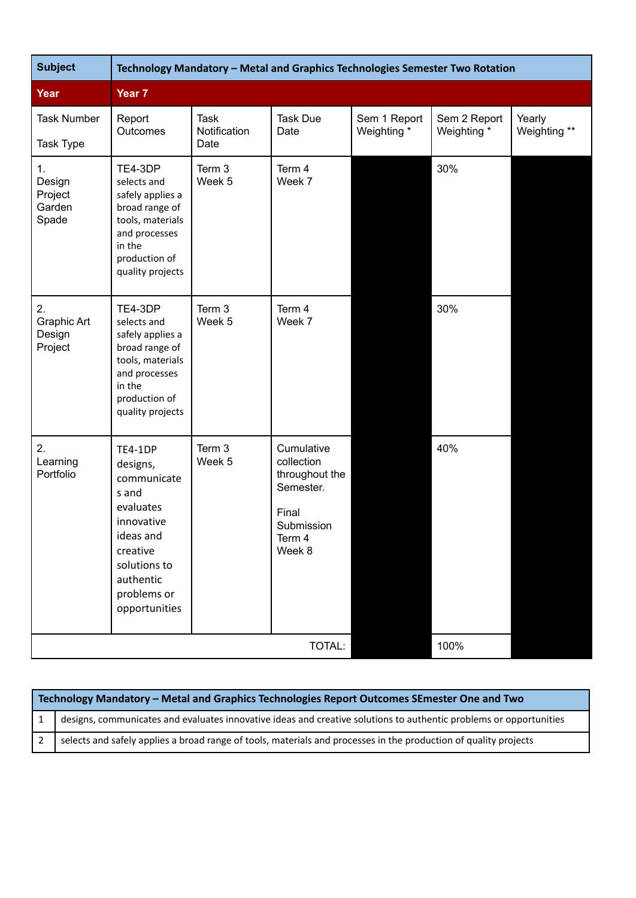| Subject | Technology Mandatory – Metal and Graphics Technologies Semester Two Rotation | | | | | |
|---|---|---|---|---|---|---|
| **Year** | **Year 7** | | | | | |
| Task Number<br><br>Task Type | Report Outcomes | Task Notification Date | Task Due Date | Sem 1 Report Weighting * | Sem 2 Report Weighting * | Yearly Weighting ** |
| 1.<br>Design Project Garden Spade | TE4-3DP selects and safely applies a broad range of tools, materials and processes in the production of quality projects | Term 3 Week 5 | Term 4 Week 7 | | 30% | |
| 2.<br>Graphic Art Design Project | TE4-3DP selects and safely applies a broad range of tools, materials and processes in the production of quality projects | Term 3 Week 5 | Term 4 Week 7 | | 30% | |
| 2.<br>Learning Portfolio | TE4-1DP designs, communicates and evaluates innovative ideas and creative solutions to authentic problems or opportunities | Term 3 Week 5 | Cumulative collection throughout the Semester.<br><br>Final Submission Term 4 Week 8 | | 40% | |
| | | | TOTAL: | | 100% | |

| Technology Mandatory – Metal and Graphics Technologies Report Outcomes SEmester One and Two | |
|---|---|
| 1 | designs, communicates and evaluates innovative ideas and creative solutions to authentic problems or opportunities |
| 2 | selects and safely applies a broad range of tools, materials and processes in the production of quality projects |